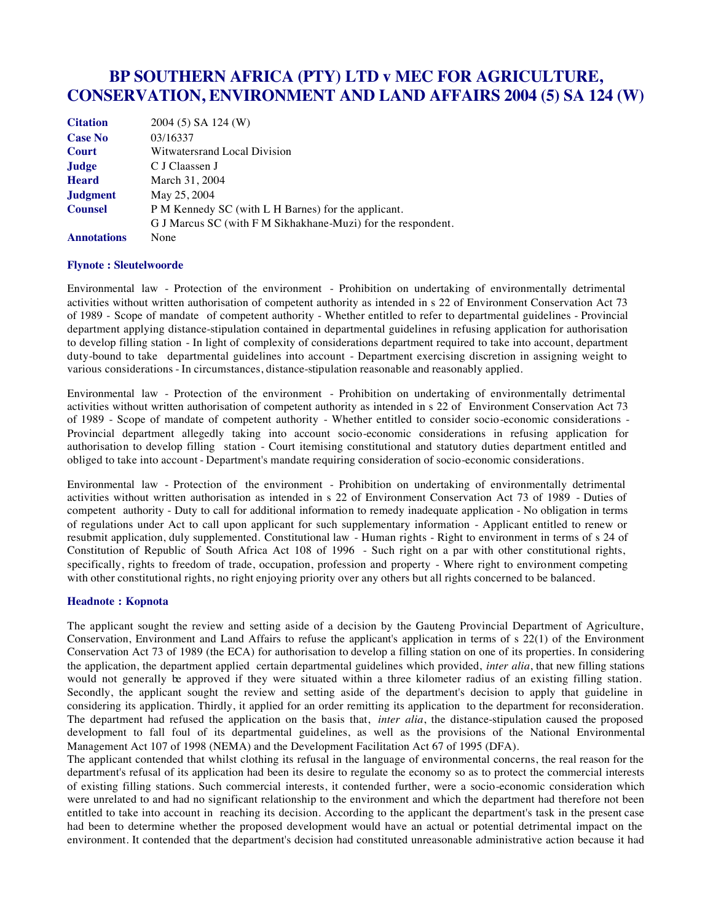# BP SOUTHERN AFRICA (PTY) LTD v MEC FOR AGRICULTURE, CONSERVATION, ENVIRONMENT AND LAND AFFAIRS 2004 (5) SA 124 (W)

| | |
|---|---|
| **Citation** | 2004 (5) SA 124 (W) |
| **Case No** | 03/16337 |
| **Court** | Witwatersrand Local Division |
| **Judge** | C J Claassen J |
| **Heard** | March 31, 2004 |
| **Judgment** | May 25, 2004 |
| **Counsel** | P M Kennedy SC (with L H Barnes) for the applicant. G J Marcus SC (with F M Sikhakhane-Muzi) for the respondent. |
| **Annotations** | None |

### Flynote : Sleutelwoorde

Environmental law - Protection of the environment - Prohibition on undertaking of environmentally detrimental activities without written authorisation of competent authority as intended in s 22 of Environment Conservation Act 73 of 1989 - Scope of mandate of competent authority - Whether entitled to refer to departmental guidelines - Provincial department applying distance-stipulation contained in departmental guidelines in refusing application for authorisation to develop filling station - In light of complexity of considerations department required to take into account, department duty-bound to take departmental guidelines into account - Department exercising discretion in assigning weight to various considerations - In circumstances, distance-stipulation reasonable and reasonably applied.

Environmental law - Protection of the environment - Prohibition on undertaking of environmentally detrimental activities without written authorisation of competent authority as intended in s 22 of Environment Conservation Act 73 of 1989 - Scope of mandate of competent authority - Whether entitled to consider socio-economic considerations - Provincial department allegedly taking into account socio-economic considerations in refusing application for authorisation to develop filling station - Court itemising constitutional and statutory duties department entitled and obliged to take into account - Department's mandate requiring consideration of socio-economic considerations.

Environmental law - Protection of the environment - Prohibition on undertaking of environmentally detrimental activities without written authorisation as intended in s 22 of Environment Conservation Act 73 of 1989 - Duties of competent authority - Duty to call for additional information to remedy inadequate application - No obligation in terms of regulations under Act to call upon applicant for such supplementary information - Applicant entitled to renew or resubmit application, duly supplemented. Constitutional law - Human rights - Right to environment in terms of s 24 of Constitution of Republic of South Africa Act 108 of 1996 - Such right on a par with other constitutional rights, specifically, rights to freedom of trade, occupation, profession and property - Where right to environment competing with other constitutional rights, no right enjoying priority over any others but all rights concerned to be balanced.

### Headnote : Kopnota

The applicant sought the review and setting aside of a decision by the Gauteng Provincial Department of Agriculture, Conservation, Environment and Land Affairs to refuse the applicant's application in terms of s 22(1) of the Environment Conservation Act 73 of 1989 (the ECA) for authorisation to develop a filling station on one of its properties. In considering the application, the department applied certain departmental guidelines which provided, *inter alia*, that new filling stations would not generally be approved if they were situated within a three kilometer radius of an existing filling station. Secondly, the applicant sought the review and setting aside of the department's decision to apply that guideline in considering its application. Thirdly, it applied for an order remitting its application to the department for reconsideration. The department had refused the application on the basis that, *inter alia*, the distance-stipulation caused the proposed development to fall foul of its departmental guidelines, as well as the provisions of the National Environmental Management Act 107 of 1998 (NEMA) and the Development Facilitation Act 67 of 1995 (DFA).

The applicant contended that whilst clothing its refusal in the language of environmental concerns, the real reason for the department's refusal of its application had been its desire to regulate the economy so as to protect the commercial interests of existing filling stations. Such commercial interests, it contended further, were a socio-economic consideration which were unrelated to and had no significant relationship to the environment and which the department had therefore not been entitled to take into account in reaching its decision. According to the applicant the department's task in the present case had been to determine whether the proposed development would have an actual or potential detrimental impact on the environment. It contended that the department's decision had constituted unreasonable administrative action because it had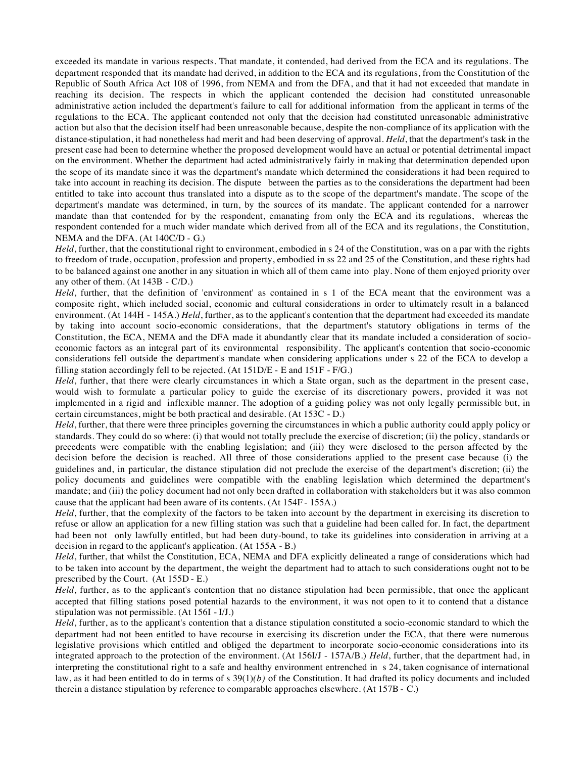exceeded its mandate in various respects. That mandate, it contended, had derived from the ECA and its regulations. The department responded that its mandate had derived, in addition to the ECA and its regulations, from the Constitution of the Republic of South Africa Act 108 of 1996, from NEMA and from the DFA, and that it had not exceeded that mandate in reaching its decision. The respects in which the applicant contended the decision had constituted unreasonable administrative action included the department's failure to call for additional information from the applicant in terms of the regulations to the ECA. The applicant contended not only that the decision had constituted unreasonable administrative action but also that the decision itself had been unreasonable because, despite the non-compliance of its application with the distance-stipulation, it had nonetheless had merit and had been deserving of approval. *Held*, that the department's task in the present case had been to determine whether the proposed development would have an actual or potential detrimental impact on the environment. Whether the department had acted administratively fairly in making that determination depended upon the scope of its mandate since it was the department's mandate which determined the considerations it had been required to take into account in reaching its decision. The dispute between the parties as to the considerations the department had been entitled to take into account thus translated into a dispute as to the scope of the department's mandate. The scope of the department's mandate was determined, in turn, by the sources of its mandate. The applicant contended for a narrower mandate than that contended for by the respondent, emanating from only the ECA and its regulations, whereas the respondent contended for a much wider mandate which derived from all of the ECA and its regulations, the Constitution, NEMA and the DFA. (At 140C/D - G.)

*Held*, further, that the constitutional right to environment, embodied in s 24 of the Constitution, was on a par with the rights to freedom of trade, occupation, profession and property, embodied in ss 22 and 25 of the Constitution, and these rights had to be balanced against one another in any situation in which all of them came into play. None of them enjoyed priority over any other of them. (At 143B - C/D.)

*Held*, further, that the definition of 'environment' as contained in s 1 of the ECA meant that the environment was a composite right, which included social, economic and cultural considerations in order to ultimately result in a balanced environment. (At 144H - 145A.) *Held*, further, as to the applicant's contention that the department had exceeded its mandate by taking into account socio-economic considerations, that the department's statutory obligations in terms of the Constitution, the ECA, NEMA and the DFA made it abundantly clear that its mandate included a consideration of socio-economic factors as an integral part of its environmental responsibility. The applicant's contention that socio-economic considerations fell outside the department's mandate when considering applications under s 22 of the ECA to develop a filling station accordingly fell to be rejected. (At 151D/E - E and 151F - F/G.)

*Held*, further, that there were clearly circumstances in which a State organ, such as the department in the present case, would wish to formulate a particular policy to guide the exercise of its discretionary powers, provided it was not implemented in a rigid and inflexible manner. The adoption of a guiding policy was not only legally permissible but, in certain circumstances, might be both practical and desirable. (At 153C - D.)

*Held*, further, that there were three principles governing the circumstances in which a public authority could apply policy or standards. They could do so where: (i) that would not totally preclude the exercise of discretion; (ii) the policy, standards or precedents were compatible with the enabling legislation; and (iii) they were disclosed to the person affected by the decision before the decision is reached. All three of those considerations applied to the present case because (i) the guidelines and, in particular, the distance stipulation did not preclude the exercise of the department's discretion; (ii) the policy documents and guidelines were compatible with the enabling legislation which determined the department's mandate; and (iii) the policy document had not only been drafted in collaboration with stakeholders but it was also common cause that the applicant had been aware of its contents. (At 154F - 155A.)

*Held*, further, that the complexity of the factors to be taken into account by the department in exercising its discretion to refuse or allow an application for a new filling station was such that a guideline had been called for. In fact, the department had been not only lawfully entitled, but had been duty-bound, to take its guidelines into consideration in arriving at a decision in regard to the applicant's application. (At 155A - B.)

*Held*, further, that whilst the Constitution, ECA, NEMA and DFA explicitly delineated a range of considerations which had to be taken into account by the department, the weight the department had to attach to such considerations ought not to be prescribed by the Court. (At 155D - E.)

*Held*, further, as to the applicant's contention that no distance stipulation had been permissible, that once the applicant accepted that filling stations posed potential hazards to the environment, it was not open to it to contend that a distance stipulation was not permissible. (At 156I - I/J.)

*Held*, further, as to the applicant's contention that a distance stipulation constituted a socio-economic standard to which the department had not been entitled to have recourse in exercising its discretion under the ECA, that there were numerous legislative provisions which entitled and obliged the department to incorporate socio-economic considerations into its integrated approach to the protection of the environment. (At 156I/J - 157A/B.) *Held*, further, that the department had, in interpreting the constitutional right to a safe and healthy environment entrenched in s 24, taken cognisance of international law, as it had been entitled to do in terms of s 39(1)*(b)* of the Constitution. It had drafted its policy documents and included therein a distance stipulation by reference to comparable approaches elsewhere. (At 157B - C.)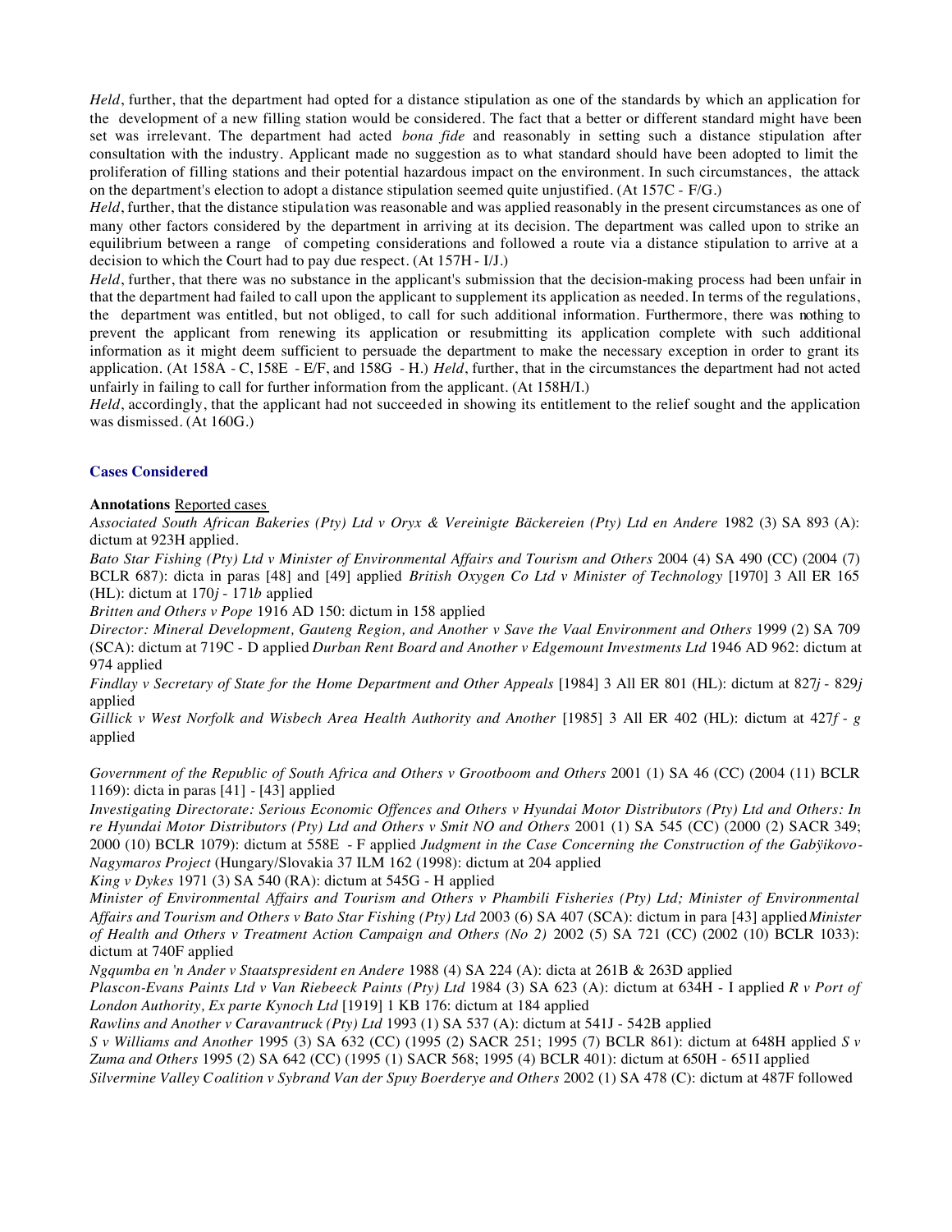*Held*, further, that the department had opted for a distance stipulation as one of the standards by which an application for the development of a new filling station would be considered. The fact that a better or different standard might have been set was irrelevant. The department had acted *bona fide* and reasonably in setting such a distance stipulation after consultation with the industry. Applicant made no suggestion as to what standard should have been adopted to limit the proliferation of filling stations and their potential hazardous impact on the environment. In such circumstances, the attack on the department's election to adopt a distance stipulation seemed quite unjustified. (At 157C - F/G.)

*Held*, further, that the distance stipulation was reasonable and was applied reasonably in the present circumstances as one of many other factors considered by the department in arriving at its decision. The department was called upon to strike an equilibrium between a range of competing considerations and followed a route via a distance stipulation to arrive at a decision to which the Court had to pay due respect. (At 157H - I/J.)

*Held*, further, that there was no substance in the applicant's submission that the decision-making process had been unfair in that the department had failed to call upon the applicant to supplement its application as needed. In terms of the regulations, the department was entitled, but not obliged, to call for such additional information. Furthermore, there was nothing to prevent the applicant from renewing its application or resubmitting its application complete with such additional information as it might deem sufficient to persuade the department to make the necessary exception in order to grant its application. (At 158A - C, 158E - E/F, and 158G - H.) *Held*, further, that in the circumstances the department had not acted unfairly in failing to call for further information from the applicant. (At 158H/I.)

*Held*, accordingly, that the applicant had not succeeded in showing its entitlement to the relief sought and the application was dismissed. (At 160G.)

### Cases Considered

**Annotations** Reported cases

*Associated South African Bakeries (Pty) Ltd v Oryx & Vereinigte Bäckereien (Pty) Ltd en Andere* 1982 (3) SA 893 (A): dictum at 923H applied.

*Bato Star Fishing (Pty) Ltd v Minister of Environmental Affairs and Tourism and Others* 2004 (4) SA 490 (CC) (2004 (7) BCLR 687): dicta in paras [48] and [49] applied *British Oxygen Co Ltd v Minister of Technology* [1970] 3 All ER 165 (HL): dictum at 170*j* - 171*b* applied

*Britten and Others v Pope* 1916 AD 150: dictum in 158 applied

*Director: Mineral Development, Gauteng Region, and Another v Save the Vaal Environment and Others* 1999 (2) SA 709 (SCA): dictum at 719C - D applied *Durban Rent Board and Another v Edgemount Investments Ltd* 1946 AD 962: dictum at 974 applied

*Findlay v Secretary of State for the Home Department and Other Appeals* [1984] 3 All ER 801 (HL): dictum at 827*j* - 829*j* applied

*Gillick v West Norfolk and Wisbech Area Health Authority and Another* [1985] 3 All ER 402 (HL): dictum at 427*f* - *g* applied

*Government of the Republic of South Africa and Others v Grootboom and Others* 2001 (1) SA 46 (CC) (2004 (11) BCLR 1169): dicta in paras [41] - [43] applied

*Investigating Directorate: Serious Economic Offences and Others v Hyundai Motor Distributors (Pty) Ltd and Others: In re Hyundai Motor Distributors (Pty) Ltd and Others v Smit NO and Others* 2001 (1) SA 545 (CC) (2000 (2) SACR 349; 2000 (10) BCLR 1079): dictum at 558E - F applied *Judgment in the Case Concerning the Construction of the Gabÿikovo-Nagymaros Project* (Hungary/Slovakia 37 ILM 162 (1998): dictum at 204 applied

*King v Dykes* 1971 (3) SA 540 (RA): dictum at 545G - H applied

*Minister of Environmental Affairs and Tourism and Others v Phambili Fisheries (Pty) Ltd; Minister of Environmental Affairs and Tourism and Others v Bato Star Fishing (Pty) Ltd* 2003 (6) SA 407 (SCA): dictum in para [43] applied *Minister of Health and Others v Treatment Action Campaign and Others (No 2)* 2002 (5) SA 721 (CC) (2002 (10) BCLR 1033): dictum at 740F applied

*Ngqumba en 'n Ander v Staatspresident en Andere* 1988 (4) SA 224 (A): dicta at 261B & 263D applied

*Plascon-Evans Paints Ltd v Van Riebeeck Paints (Pty) Ltd* 1984 (3) SA 623 (A): dictum at 634H - I applied *R v Port of London Authority, Ex parte Kynoch Ltd* [1919] 1 KB 176: dictum at 184 applied

*Rawlins and Another v Caravantruck (Pty) Ltd* 1993 (1) SA 537 (A): dictum at 541J - 542B applied

*S v Williams and Another* 1995 (3) SA 632 (CC) (1995 (2) SACR 251; 1995 (7) BCLR 861): dictum at 648H applied *S v Zuma and Others* 1995 (2) SA 642 (CC) (1995 (1) SACR 568; 1995 (4) BCLR 401): dictum at 650H - 651I applied

*Silvermine Valley Coalition v Sybrand Van der Spuy Boerderye and Others* 2002 (1) SA 478 (C): dictum at 487F followed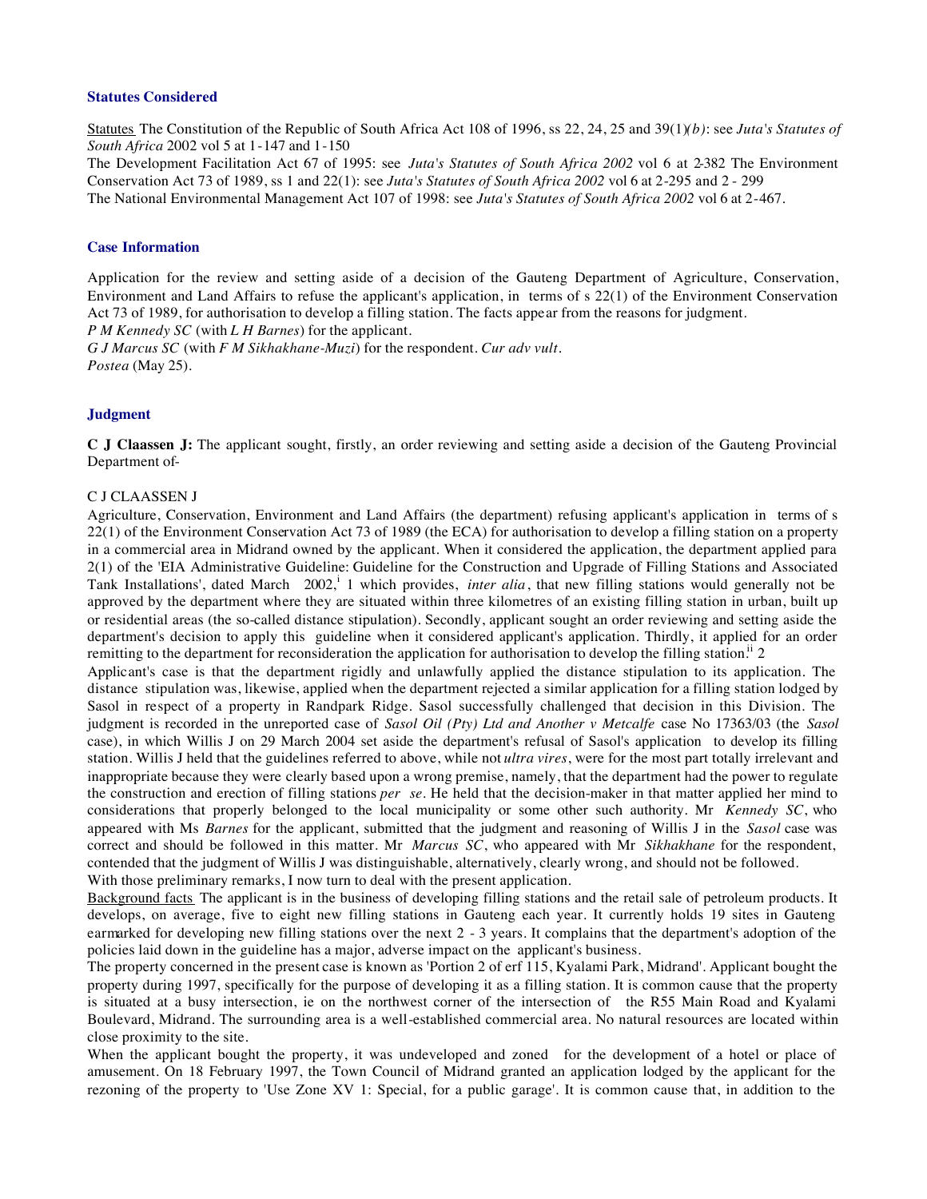### Statutes Considered

Statutes The Constitution of the Republic of South Africa Act 108 of 1996, ss 22, 24, 25 and 39(1)*(b)*: see *Juta's Statutes of South Africa* 2002 vol 5 at 1-147 and 1-150

The Development Facilitation Act 67 of 1995: see *Juta's Statutes of South Africa 2002* vol 6 at 2-382 The Environment Conservation Act 73 of 1989, ss 1 and 22(1): see *Juta's Statutes of South Africa 2002* vol 6 at 2-295 and 2 - 299

The National Environmental Management Act 107 of 1998: see *Juta's Statutes of South Africa 2002* vol 6 at 2-467.

### Case Information

Application for the review and setting aside of a decision of the Gauteng Department of Agriculture, Conservation, Environment and Land Affairs to refuse the applicant's application, in terms of s 22(1) of the Environment Conservation Act 73 of 1989, for authorisation to develop a filling station. The facts appear from the reasons for judgment.

*P M Kennedy SC* (with *L H Barnes*) for the applicant.

*G J Marcus SC* (with *F M Sikhakhane-Muzi*) for the respondent. *Cur adv vult*.

*Postea* (May 25).

### Judgment

**C J Claassen J:** The applicant sought, firstly, an order reviewing and setting aside a decision of the Gauteng Provincial Department of-

C J CLAASSEN J

Agriculture, Conservation, Environment and Land Affairs (the department) refusing applicant's application in terms of s 22(1) of the Environment Conservation Act 73 of 1989 (the ECA) for authorisation to develop a filling station on a property in a commercial area in Midrand owned by the applicant. When it considered the application, the department applied para 2(1) of the 'EIA Administrative Guideline: Guideline for the Construction and Upgrade of Filling Stations and Associated Tank Installations', dated March 2002,[i] 1 which provides, *inter alia*, that new filling stations would generally not be approved by the department where they are situated within three kilometres of an existing filling station in urban, built up or residential areas (the so-called distance stipulation). Secondly, applicant sought an order reviewing and setting aside the department's decision to apply this guideline when it considered applicant's application. Thirdly, it applied for an order remitting to the department for reconsideration the application for authorisation to develop the filling station.[ii] 2

Applicant's case is that the department rigidly and unlawfully applied the distance stipulation to its application. The distance stipulation was, likewise, applied when the department rejected a similar application for a filling station lodged by Sasol in respect of a property in Randpark Ridge. Sasol successfully challenged that decision in this Division. The judgment is recorded in the unreported case of *Sasol Oil (Pty) Ltd and Another v Metcalfe* case No 17363/03 (the *Sasol* case), in which Willis J on 29 March 2004 set aside the department's refusal of Sasol's application to develop its filling station. Willis J held that the guidelines referred to above, while not *ultra vires*, were for the most part totally irrelevant and inappropriate because they were clearly based upon a wrong premise, namely, that the department had the power to regulate the construction and erection of filling stations *per se*. He held that the decision-maker in that matter applied her mind to considerations that properly belonged to the local municipality or some other such authority. Mr *Kennedy SC*, who appeared with Ms *Barnes* for the applicant, submitted that the judgment and reasoning of Willis J in the *Sasol* case was correct and should be followed in this matter. Mr *Marcus SC*, who appeared with Mr *Sikhakhane* for the respondent, contended that the judgment of Willis J was distinguishable, alternatively, clearly wrong, and should not be followed.

With those preliminary remarks, I now turn to deal with the present application.

Background facts The applicant is in the business of developing filling stations and the retail sale of petroleum products. It develops, on average, five to eight new filling stations in Gauteng each year. It currently holds 19 sites in Gauteng earmarked for developing new filling stations over the next 2 - 3 years. It complains that the department's adoption of the policies laid down in the guideline has a major, adverse impact on the applicant's business.

The property concerned in the present case is known as 'Portion 2 of erf 115, Kyalami Park, Midrand'. Applicant bought the property during 1997, specifically for the purpose of developing it as a filling station. It is common cause that the property is situated at a busy intersection, ie on the northwest corner of the intersection of the R55 Main Road and Kyalami Boulevard, Midrand. The surrounding area is a well-established commercial area. No natural resources are located within close proximity to the site.

When the applicant bought the property, it was undeveloped and zoned for the development of a hotel or place of amusement. On 18 February 1997, the Town Council of Midrand granted an application lodged by the applicant for the rezoning of the property to 'Use Zone XV 1: Special, for a public garage'. It is common cause that, in addition to the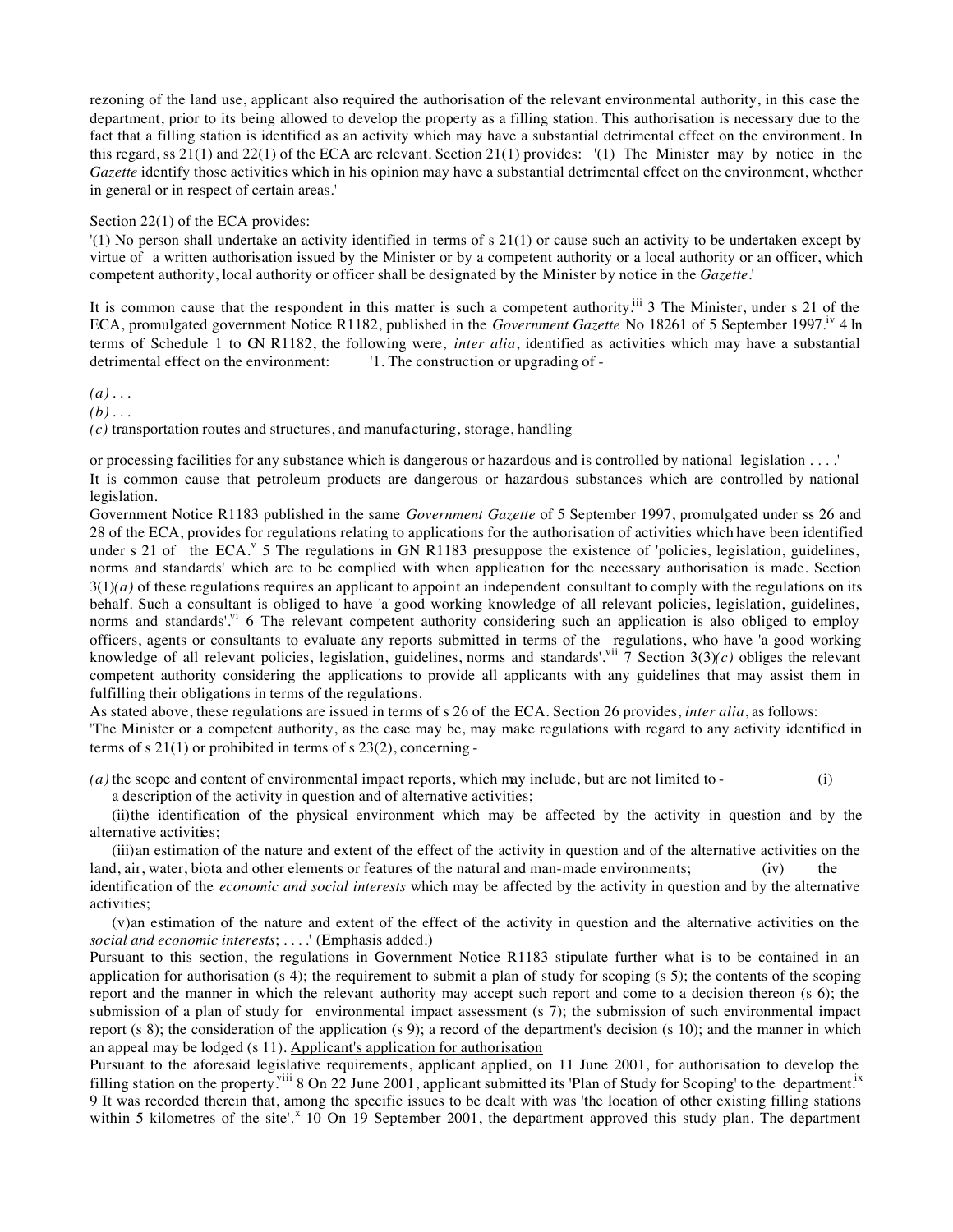rezoning of the land use, applicant also required the authorisation of the relevant environmental authority, in this case the department, prior to its being allowed to develop the property as a filling station. This authorisation is necessary due to the fact that a filling station is identified as an activity which may have a substantial detrimental effect on the environment. In this regard, ss 21(1) and 22(1) of the ECA are relevant. Section 21(1) provides: '(1) The Minister may by notice in the *Gazette* identify those activities which in his opinion may have a substantial detrimental effect on the environment, whether in general or in respect of certain areas.'

Section 22(1) of the ECA provides:

'(1) No person shall undertake an activity identified in terms of s 21(1) or cause such an activity to be undertaken except by virtue of a written authorisation issued by the Minister or by a competent authority or a local authority or an officer, which competent authority, local authority or officer shall be designated by the Minister by notice in the *Gazette*.'

It is common cause that the respondent in this matter is such a competent authority.[iii] 3 The Minister, under s 21 of the ECA, promulgated government Notice R1182, published in the *Government Gazette* No 18261 of 5 September 1997.[iv] 4 In terms of Schedule 1 to GN R1182, the following were, *inter alia*, identified as activities which may have a substantial detrimental effect on the environment: '1. The construction or upgrading of -

*(a)* . . .
*(b)* . . .
*(c)* transportation routes and structures, and manufacturing, storage, handling

or processing facilities for any substance which is dangerous or hazardous and is controlled by national legislation . . . .'
It is common cause that petroleum products are dangerous or hazardous substances which are controlled by national legislation.
Government Notice R1183 published in the same *Government Gazette* of 5 September 1997, promulgated under ss 26 and 28 of the ECA, provides for regulations relating to applications for the authorisation of activities which have been identified under s 21 of the ECA.[v] 5 The regulations in GN R1183 presuppose the existence of 'policies, legislation, guidelines, norms and standards' which are to be complied with when application for the necessary authorisation is made. Section 3(1)*(a)* of these regulations requires an applicant to appoint an independent consultant to comply with the regulations on its behalf. Such a consultant is obliged to have 'a good working knowledge of all relevant policies, legislation, guidelines, norms and standards'.[vi] 6 The relevant competent authority considering such an application is also obliged to employ officers, agents or consultants to evaluate any reports submitted in terms of the regulations, who have 'a good working knowledge of all relevant policies, legislation, guidelines, norms and standards'.[vii] 7 Section 3(3)*(c)* obliges the relevant competent authority considering the applications to provide all applicants with any guidelines that may assist them in fulfilling their obligations in terms of the regulations.
As stated above, these regulations are issued in terms of s 26 of the ECA. Section 26 provides, *inter alia*, as follows:
'The Minister or a competent authority, as the case may be, may make regulations with regard to any activity identified in terms of s 21(1) or prohibited in terms of s 23(2), concerning -

*(a)* the scope and content of environmental impact reports, which may include, but are not limited to - (i) a description of the activity in question and of alternative activities;

(ii) the identification of the physical environment which may be affected by the activity in question and by the alternative activities;

(iii) an estimation of the nature and extent of the effect of the activity in question and of the alternative activities on the land, air, water, biota and other elements or features of the natural and man-made environments; (iv) the identification of the *economic and social interests* which may be affected by the activity in question and by the alternative activities;

(v) an estimation of the nature and extent of the effect of the activity in question and the alternative activities on the *social and economic interests*; . . . .' (Emphasis added.)
Pursuant to this section, the regulations in Government Notice R1183 stipulate further what is to be contained in an application for authorisation (s 4); the requirement to submit a plan of study for scoping (s 5); the contents of the scoping report and the manner in which the relevant authority may accept such report and come to a decision thereon (s 6); the submission of a plan of study for environmental impact assessment (s 7); the submission of such environmental impact report (s 8); the consideration of the application (s 9); a record of the department's decision (s 10); and the manner in which an appeal may be lodged (s 11). Applicant's application for authorisation
Pursuant to the aforesaid legislative requirements, applicant applied, on 11 June 2001, for authorisation to develop the filling station on the property.[viii] 8 On 22 June 2001, applicant submitted its 'Plan of Study for Scoping' to the department.[ix] 9 It was recorded therein that, among the specific issues to be dealt with was 'the location of other existing filling stations within 5 kilometres of the site'.[x] 10 On 19 September 2001, the department approved this study plan. The department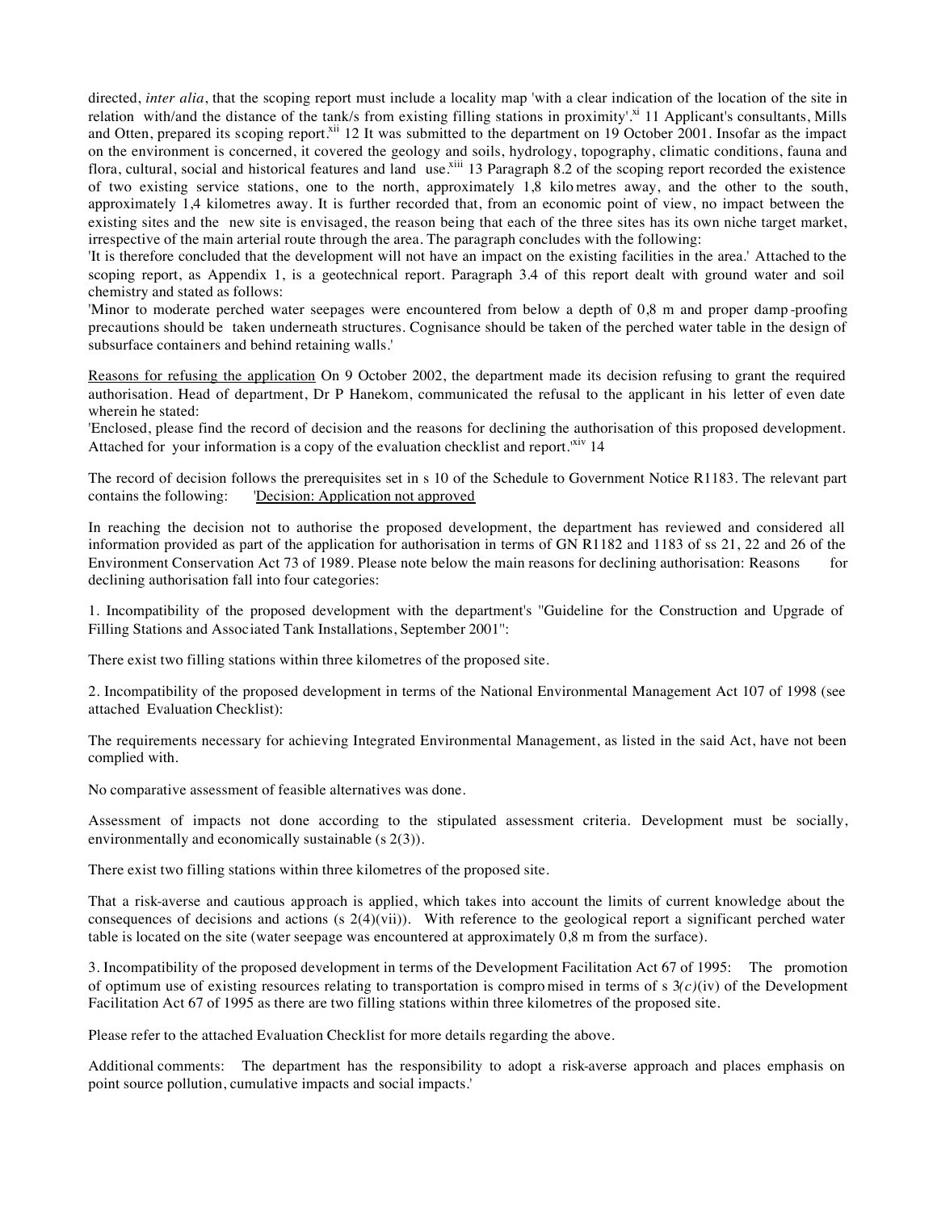directed, *inter alia*, that the scoping report must include a locality map 'with a clear indication of the location of the site in relation with/and the distance of the tank/s from existing filling stations in proximity'.[xi] 11 Applicant's consultants, Mills and Otten, prepared its scoping report.[xii] 12 It was submitted to the department on 19 October 2001. Insofar as the impact on the environment is concerned, it covered the geology and soils, hydrology, topography, climatic conditions, fauna and flora, cultural, social and historical features and land use.[xiii] 13 Paragraph 8.2 of the scoping report recorded the existence of two existing service stations, one to the north, approximately 1,8 kilometres away, and the other to the south, approximately 1,4 kilometres away. It is further recorded that, from an economic point of view, no impact between the existing sites and the new site is envisaged, the reason being that each of the three sites has its own niche target market, irrespective of the main arterial route through the area. The paragraph concludes with the following:

'It is therefore concluded that the development will not have an impact on the existing facilities in the area.' Attached to the scoping report, as Appendix 1, is a geotechnical report. Paragraph 3.4 of this report dealt with ground water and soil chemistry and stated as follows:

'Minor to moderate perched water seepages were encountered from below a depth of 0,8 m and proper damp-proofing precautions should be taken underneath structures. Cognisance should be taken of the perched water table in the design of subsurface containers and behind retaining walls.'

<u>Reasons for refusing the application</u> On 9 October 2002, the department made its decision refusing to grant the required authorisation. Head of department, Dr P Hanekom, communicated the refusal to the applicant in his letter of even date wherein he stated:

'Enclosed, please find the record of decision and the reasons for declining the authorisation of this proposed development. Attached for your information is a copy of the evaluation checklist and report.'[xiv] 14

The record of decision follows the prerequisites set in s 10 of the Schedule to Government Notice R1183. The relevant part contains the following: '<u>Decision: Application not approved</u>

In reaching the decision not to authorise the proposed development, the department has reviewed and considered all information provided as part of the application for authorisation in terms of GN R1182 and 1183 of ss 21, 22 and 26 of the Environment Conservation Act 73 of 1989. Please note below the main reasons for declining authorisation: Reasons for declining authorisation fall into four categories:

1. Incompatibility of the proposed development with the department's "Guideline for the Construction and Upgrade of Filling Stations and Associated Tank Installations, September 2001":

There exist two filling stations within three kilometres of the proposed site.

2. Incompatibility of the proposed development in terms of the National Environmental Management Act 107 of 1998 (see attached Evaluation Checklist):

The requirements necessary for achieving Integrated Environmental Management, as listed in the said Act, have not been complied with.

No comparative assessment of feasible alternatives was done.

Assessment of impacts not done according to the stipulated assessment criteria. Development must be socially, environmentally and economically sustainable (s 2(3)).

There exist two filling stations within three kilometres of the proposed site.

That a risk-averse and cautious approach is applied, which takes into account the limits of current knowledge about the consequences of decisions and actions (s 2(4)(vii)). With reference to the geological report a significant perched water table is located on the site (water seepage was encountered at approximately 0,8 m from the surface).

3. Incompatibility of the proposed development in terms of the Development Facilitation Act 67 of 1995: The promotion of optimum use of existing resources relating to transportation is compromised in terms of s 3*(c)*(iv) of the Development Facilitation Act 67 of 1995 as there are two filling stations within three kilometres of the proposed site.

Please refer to the attached Evaluation Checklist for more details regarding the above.

Additional comments: The department has the responsibility to adopt a risk-averse approach and places emphasis on point source pollution, cumulative impacts and social impacts.'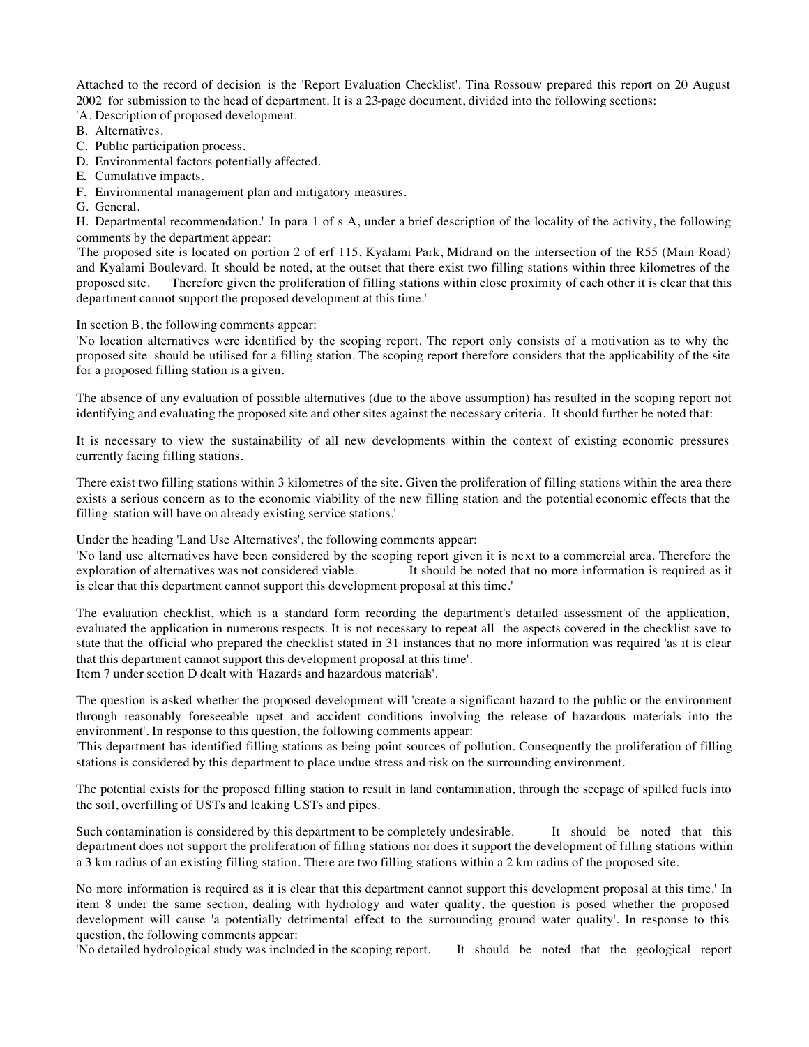Attached to the record of decision is the 'Report Evaluation Checklist'. Tina Rossouw prepared this report on 20 August 2002 for submission to the head of department. It is a 23-page document, divided into the following sections:

'A. Description of proposed development.

B. Alternatives.

C. Public participation process.

D. Environmental factors potentially affected.

E. Cumulative impacts.

F. Environmental management plan and mitigatory measures.

G. General.

H. Departmental recommendation.' In para 1 of s A, under a brief description of the locality of the activity, the following comments by the department appear:

'The proposed site is located on portion 2 of erf 115, Kyalami Park, Midrand on the intersection of the R55 (Main Road) and Kyalami Boulevard. It should be noted, at the outset that there exist two filling stations within three kilometres of the proposed site. Therefore given the proliferation of filling stations within close proximity of each other it is clear that this department cannot support the proposed development at this time.'

In section B, the following comments appear:

'No location alternatives were identified by the scoping report. The report only consists of a motivation as to why the proposed site should be utilised for a filling station. The scoping report therefore considers that the applicability of the site for a proposed filling station is a given.

The absence of any evaluation of possible alternatives (due to the above assumption) has resulted in the scoping report not identifying and evaluating the proposed site and other sites against the necessary criteria. It should further be noted that:

It is necessary to view the sustainability of all new developments within the context of existing economic pressures currently facing filling stations.

There exist two filling stations within 3 kilometres of the site. Given the proliferation of filling stations within the area there exists a serious concern as to the economic viability of the new filling station and the potential economic effects that the filling station will have on already existing service stations.'

Under the heading 'Land Use Alternatives', the following comments appear:

'No land use alternatives have been considered by the scoping report given it is next to a commercial area. Therefore the exploration of alternatives was not considered viable. It should be noted that no more information is required as it is clear that this department cannot support this development proposal at this time.'

The evaluation checklist, which is a standard form recording the department's detailed assessment of the application, evaluated the application in numerous respects. It is not necessary to repeat all the aspects covered in the checklist save to state that the official who prepared the checklist stated in 31 instances that no more information was required 'as it is clear that this department cannot support this development proposal at this time'.

Item 7 under section D dealt with 'Hazards and hazardous materials'.

The question is asked whether the proposed development will 'create a significant hazard to the public or the environment through reasonably foreseeable upset and accident conditions involving the release of hazardous materials into the environment'. In response to this question, the following comments appear:

'This department has identified filling stations as being point sources of pollution. Consequently the proliferation of filling stations is considered by this department to place undue stress and risk on the surrounding environment.

The potential exists for the proposed filling station to result in land contamination, through the seepage of spilled fuels into the soil, overfilling of USTs and leaking USTs and pipes.

Such contamination is considered by this department to be completely undesirable. It should be noted that this department does not support the proliferation of filling stations nor does it support the development of filling stations within a 3 km radius of an existing filling station. There are two filling stations within a 2 km radius of the proposed site.

No more information is required as it is clear that this department cannot support this development proposal at this time.' In item 8 under the same section, dealing with hydrology and water quality, the question is posed whether the proposed development will cause 'a potentially detrimental effect to the surrounding ground water quality'. In response to this question, the following comments appear:

'No detailed hydrological study was included in the scoping report. It should be noted that the geological report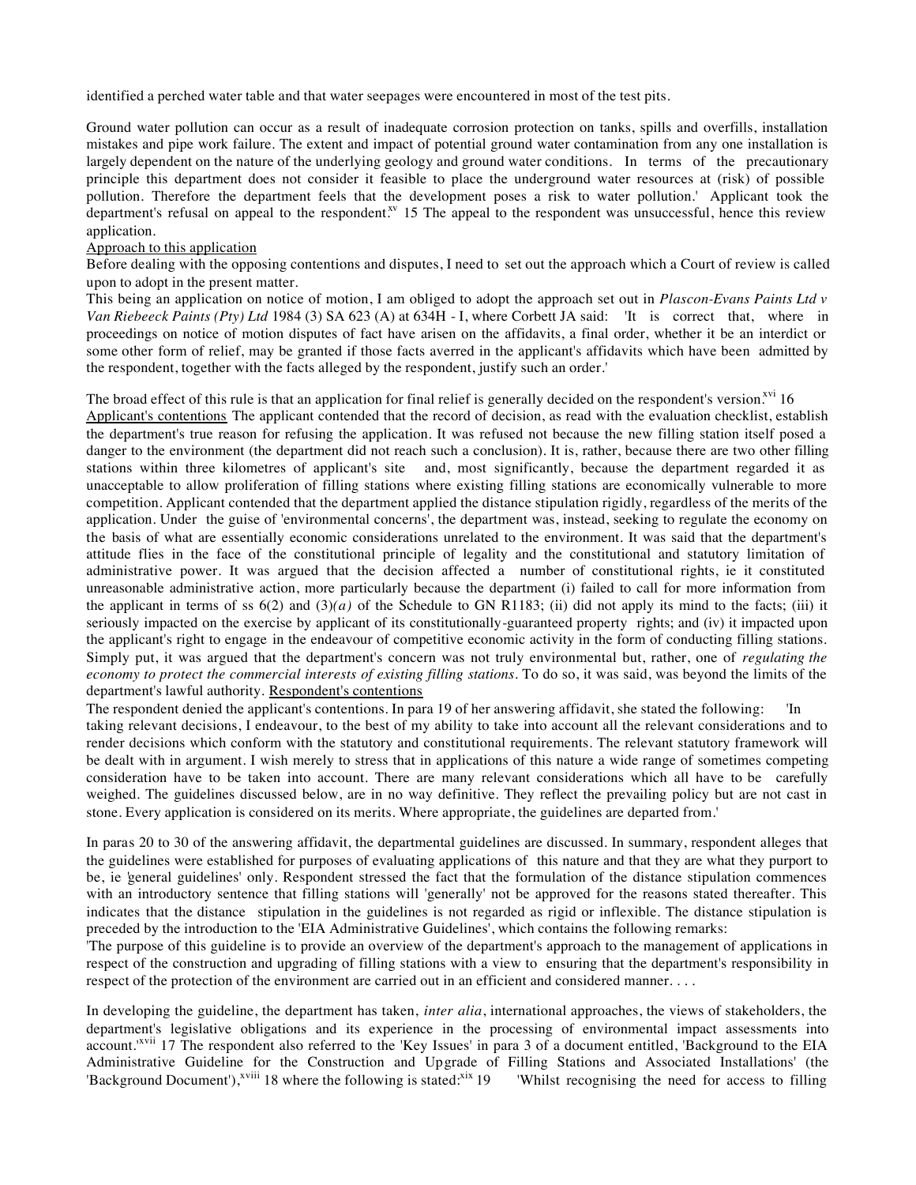identified a perched water table and that water seepages were encountered in most of the test pits.

Ground water pollution can occur as a result of inadequate corrosion protection on tanks, spills and overfills, installation mistakes and pipe work failure. The extent and impact of potential ground water contamination from any one installation is largely dependent on the nature of the underlying geology and ground water conditions. In terms of the precautionary principle this department does not consider it feasible to place the underground water resources at (risk) of possible pollution. Therefore the department feels that the development poses a risk to water pollution.' Applicant took the department's refusal on appeal to the respondent.[xv] 15 The appeal to the respondent was unsuccessful, hence this review application.

Approach to this application

Before dealing with the opposing contentions and disputes, I need to set out the approach which a Court of review is called upon to adopt in the present matter.

This being an application on notice of motion, I am obliged to adopt the approach set out in *Plascon-Evans Paints Ltd v Van Riebeeck Paints (Pty) Ltd* 1984 (3) SA 623 (A) at 634H - I, where Corbett JA said: 'It is correct that, where in proceedings on notice of motion disputes of fact have arisen on the affidavits, a final order, whether it be an interdict or some other form of relief, may be granted if those facts averred in the applicant's affidavits which have been admitted by the respondent, together with the facts alleged by the respondent, justify such an order.'

The broad effect of this rule is that an application for final relief is generally decided on the respondent's version.[xvi] 16

Applicant's contentions The applicant contended that the record of decision, as read with the evaluation checklist, establish the department's true reason for refusing the application. It was refused not because the new filling station itself posed a danger to the environment (the department did not reach such a conclusion). It is, rather, because there are two other filling stations within three kilometres of applicant's site and, most significantly, because the department regarded it as unacceptable to allow proliferation of filling stations where existing filling stations are economically vulnerable to more competition. Applicant contended that the department applied the distance stipulation rigidly, regardless of the merits of the application. Under the guise of 'environmental concerns', the department was, instead, seeking to regulate the economy on the basis of what are essentially economic considerations unrelated to the environment. It was said that the department's attitude flies in the face of the constitutional principle of legality and the constitutional and statutory limitation of administrative power. It was argued that the decision affected a number of constitutional rights, ie it constituted unreasonable administrative action, more particularly because the department (i) failed to call for more information from the applicant in terms of ss 6(2) and (3)*(a)* of the Schedule to GN R1183; (ii) did not apply its mind to the facts; (iii) it seriously impacted on the exercise by applicant of its constitutionally-guaranteed property rights; and (iv) it impacted upon the applicant's right to engage in the endeavour of competitive economic activity in the form of conducting filling stations. Simply put, it was argued that the department's concern was not truly environmental but, rather, one of *regulating the economy to protect the commercial interests of existing filling stations*. To do so, it was said, was beyond the limits of the department's lawful authority. Respondent's contentions

The respondent denied the applicant's contentions. In para 19 of her answering affidavit, she stated the following: 'In taking relevant decisions, I endeavour, to the best of my ability to take into account all the relevant considerations and to render decisions which conform with the statutory and constitutional requirements. The relevant statutory framework will be dealt with in argument. I wish merely to stress that in applications of this nature a wide range of sometimes competing consideration have to be taken into account. There are many relevant considerations which all have to be carefully weighed. The guidelines discussed below, are in no way definitive. They reflect the prevailing policy but are not cast in stone. Every application is considered on its merits. Where appropriate, the guidelines are departed from.'

In paras 20 to 30 of the answering affidavit, the departmental guidelines are discussed. In summary, respondent alleges that the guidelines were established for purposes of evaluating applications of this nature and that they are what they purport to be, ie 'general guidelines' only. Respondent stressed the fact that the formulation of the distance stipulation commences with an introductory sentence that filling stations will 'generally' not be approved for the reasons stated thereafter. This indicates that the distance stipulation in the guidelines is not regarded as rigid or inflexible. The distance stipulation is preceded by the introduction to the 'EIA Administrative Guidelines', which contains the following remarks:

'The purpose of this guideline is to provide an overview of the department's approach to the management of applications in respect of the construction and upgrading of filling stations with a view to ensuring that the department's responsibility in respect of the protection of the environment are carried out in an efficient and considered manner. . . .

In developing the guideline, the department has taken, *inter alia*, international approaches, the views of stakeholders, the department's legislative obligations and its experience in the processing of environmental impact assessments into account.'[xvii] 17 The respondent also referred to the 'Key Issues' in para 3 of a document entitled, 'Background to the EIA Administrative Guideline for the Construction and Upgrade of Filling Stations and Associated Installations' (the 'Background Document'),[xviii] 18 where the following is stated:[xix] 19 'Whilst recognising the need for access to filling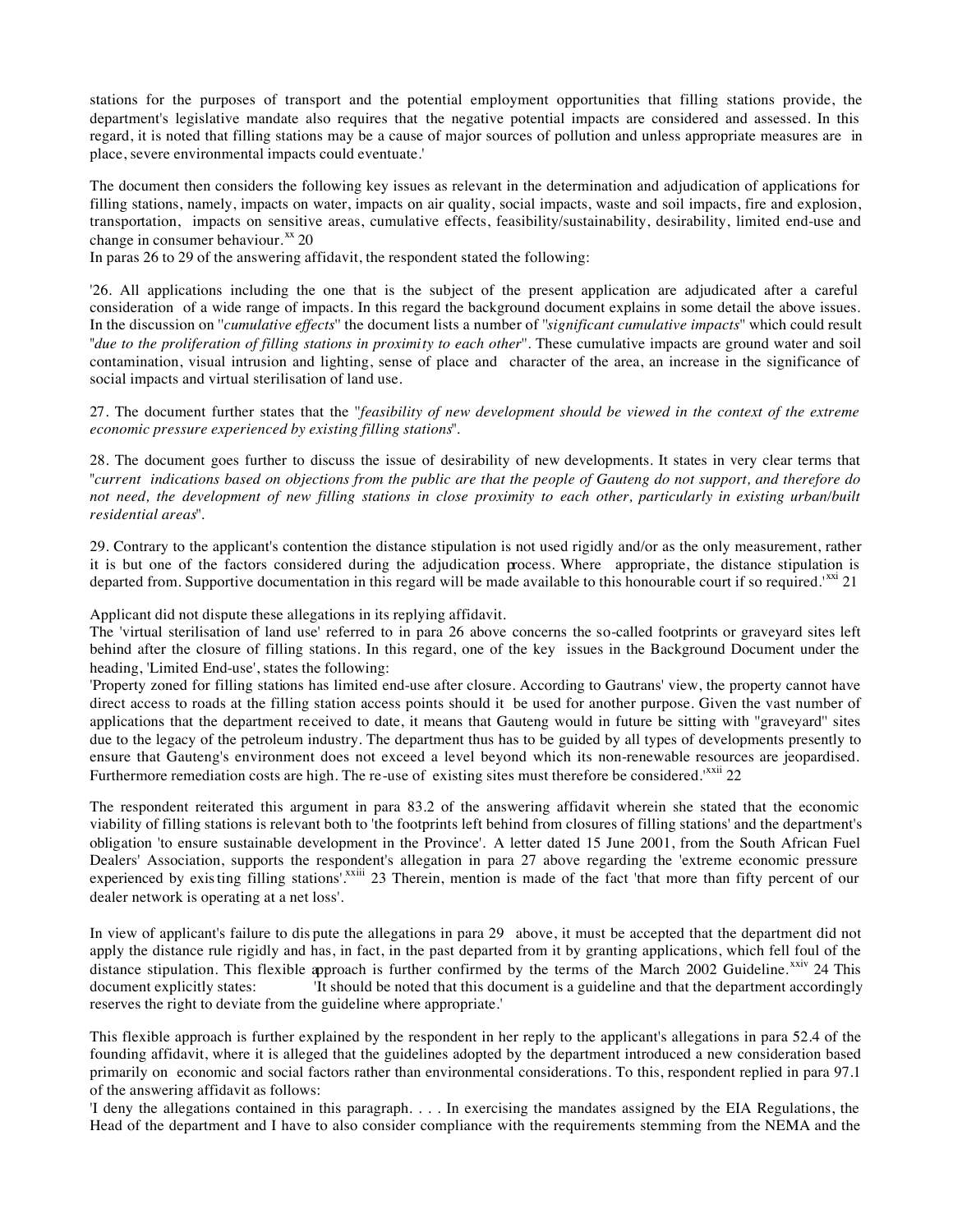stations for the purposes of transport and the potential employment opportunities that filling stations provide, the department's legislative mandate also requires that the negative potential impacts are considered and assessed. In this regard, it is noted that filling stations may be a cause of major sources of pollution and unless appropriate measures are in place, severe environmental impacts could eventuate.'

The document then considers the following key issues as relevant in the determination and adjudication of applications for filling stations, namely, impacts on water, impacts on air quality, social impacts, waste and soil impacts, fire and explosion, transportation, impacts on sensitive areas, cumulative effects, feasibility/sustainability, desirability, limited end-use and change in consumer behaviour.[xx] 20

In paras 26 to 29 of the answering affidavit, the respondent stated the following:

'26. All applications including the one that is the subject of the present application are adjudicated after a careful consideration of a wide range of impacts. In this regard the background document explains in some detail the above issues. In the discussion on "*cumulative effects*" the document lists a number of "*significant cumulative impacts*" which could result "*due to the proliferation of filling stations in proximity to each other*". These cumulative impacts are ground water and soil contamination, visual intrusion and lighting, sense of place and character of the area, an increase in the significance of social impacts and virtual sterilisation of land use.

27. The document further states that the "*feasibility of new development should be viewed in the context of the extreme economic pressure experienced by existing filling stations*".

28. The document goes further to discuss the issue of desirability of new developments. It states in very clear terms that "*current indications based on objections from the public are that the people of Gauteng do not support, and therefore do not need, the development of new filling stations in close proximity to each other, particularly in existing urban/built residential areas*".

29. Contrary to the applicant's contention the distance stipulation is not used rigidly and/or as the only measurement, rather it is but one of the factors considered during the adjudication process. Where appropriate, the distance stipulation is departed from. Supportive documentation in this regard will be made available to this honourable court if so required.'[xxi] 21

Applicant did not dispute these allegations in its replying affidavit.

The 'virtual sterilisation of land use' referred to in para 26 above concerns the so-called footprints or graveyard sites left behind after the closure of filling stations. In this regard, one of the key issues in the Background Document under the heading, 'Limited End-use', states the following:

'Property zoned for filling stations has limited end-use after closure. According to Gautrans' view, the property cannot have direct access to roads at the filling station access points should it be used for another purpose. Given the vast number of applications that the department received to date, it means that Gauteng would in future be sitting with "graveyard" sites due to the legacy of the petroleum industry. The department thus has to be guided by all types of developments presently to ensure that Gauteng's environment does not exceed a level beyond which its non-renewable resources are jeopardised. Furthermore remediation costs are high. The re-use of existing sites must therefore be considered.'[xxii] 22

The respondent reiterated this argument in para 83.2 of the answering affidavit wherein she stated that the economic viability of filling stations is relevant both to 'the footprints left behind from closures of filling stations' and the department's obligation 'to ensure sustainable development in the Province'. A letter dated 15 June 2001, from the South African Fuel Dealers' Association, supports the respondent's allegation in para 27 above regarding the 'extreme economic pressure experienced by existing filling stations'.[xxiii] 23 Therein, mention is made of the fact 'that more than fifty percent of our dealer network is operating at a net loss'.

In view of applicant's failure to dispute the allegations in para 29 above, it must be accepted that the department did not apply the distance rule rigidly and has, in fact, in the past departed from it by granting applications, which fell foul of the distance stipulation. This flexible approach is further confirmed by the terms of the March 2002 Guideline.[xxiv] 24 This document explicitly states: 'It should be noted that this document is a guideline and that the department accordingly reserves the right to deviate from the guideline where appropriate.'

This flexible approach is further explained by the respondent in her reply to the applicant's allegations in para 52.4 of the founding affidavit, where it is alleged that the guidelines adopted by the department introduced a new consideration based primarily on economic and social factors rather than environmental considerations. To this, respondent replied in para 97.1 of the answering affidavit as follows:

'I deny the allegations contained in this paragraph. . . . In exercising the mandates assigned by the EIA Regulations, the Head of the department and I have to also consider compliance with the requirements stemming from the NEMA and the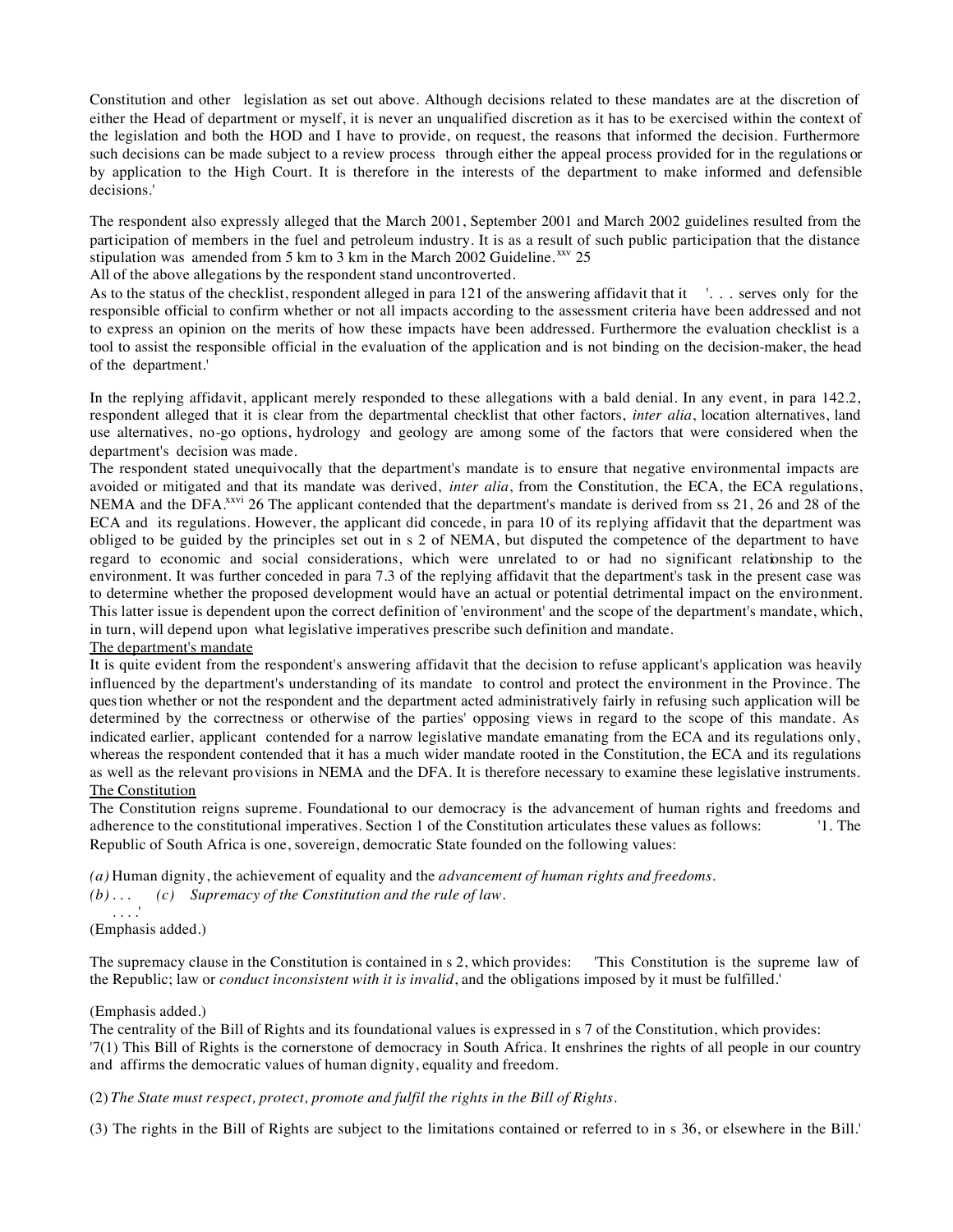Constitution and other legislation as set out above. Although decisions related to these mandates are at the discretion of either the Head of department or myself, it is never an unqualified discretion as it has to be exercised within the context of the legislation and both the HOD and I have to provide, on request, the reasons that informed the decision. Furthermore such decisions can be made subject to a review process through either the appeal process provided for in the regulations or by application to the High Court. It is therefore in the interests of the department to make informed and defensible decisions.'

The respondent also expressly alleged that the March 2001, September 2001 and March 2002 guidelines resulted from the participation of members in the fuel and petroleum industry. It is as a result of such public participation that the distance stipulation was amended from 5 km to 3 km in the March 2002 Guideline.[xxv] 25

All of the above allegations by the respondent stand uncontroverted.

As to the status of the checklist, respondent alleged in para 121 of the answering affidavit that it '. . . serves only for the responsible official to confirm whether or not all impacts according to the assessment criteria have been addressed and not to express an opinion on the merits of how these impacts have been addressed. Furthermore the evaluation checklist is a tool to assist the responsible official in the evaluation of the application and is not binding on the decision-maker, the head of the department.'

In the replying affidavit, applicant merely responded to these allegations with a bald denial. In any event, in para 142.2, respondent alleged that it is clear from the departmental checklist that other factors, *inter alia*, location alternatives, land use alternatives, no-go options, hydrology and geology are among some of the factors that were considered when the department's decision was made.

The respondent stated unequivocally that the department's mandate is to ensure that negative environmental impacts are avoided or mitigated and that its mandate was derived, *inter alia*, from the Constitution, the ECA, the ECA regulations, NEMA and the DFA.[xxvi] 26 The applicant contended that the department's mandate is derived from ss 21, 26 and 28 of the ECA and its regulations. However, the applicant did concede, in para 10 of its replying affidavit that the department was obliged to be guided by the principles set out in s 2 of NEMA, but disputed the competence of the department to have regard to economic and social considerations, which were unrelated to or had no significant relationship to the environment. It was further conceded in para 7.3 of the replying affidavit that the department's task in the present case was to determine whether the proposed development would have an actual or potential detrimental impact on the environment. This latter issue is dependent upon the correct definition of 'environment' and the scope of the department's mandate, which, in turn, will depend upon what legislative imperatives prescribe such definition and mandate.

The department's mandate

It is quite evident from the respondent's answering affidavit that the decision to refuse applicant's application was heavily influenced by the department's understanding of its mandate to control and protect the environment in the Province. The question whether or not the respondent and the department acted administratively fairly in refusing such application will be determined by the correctness or otherwise of the parties' opposing views in regard to the scope of this mandate. As indicated earlier, applicant contended for a narrow legislative mandate emanating from the ECA and its regulations only, whereas the respondent contended that it has a much wider mandate rooted in the Constitution, the ECA and its regulations as well as the relevant provisions in NEMA and the DFA. It is therefore necessary to examine these legislative instruments.

The Constitution

The Constitution reigns supreme. Foundational to our democracy is the advancement of human rights and freedoms and adherence to the constitutional imperatives. Section 1 of the Constitution articulates these values as follows: '1. The Republic of South Africa is one, sovereign, democratic State founded on the following values:

*(a)* Human dignity, the achievement of equality and the *advancement of human rights and freedoms*.

*(b)* . . . *(c) Supremacy of the Constitution and the rule of law*.

. . . .'

(Emphasis added.)

The supremacy clause in the Constitution is contained in s 2, which provides: 'This Constitution is the supreme law of the Republic; law or *conduct inconsistent with it is invalid*, and the obligations imposed by it must be fulfilled.'

(Emphasis added.)

The centrality of the Bill of Rights and its foundational values is expressed in s 7 of the Constitution, which provides:

'7(1) This Bill of Rights is the cornerstone of democracy in South Africa. It enshrines the rights of all people in our country and affirms the democratic values of human dignity, equality and freedom.

(2) *The State must respect, protect, promote and fulfil the rights in the Bill of Rights*.

(3) The rights in the Bill of Rights are subject to the limitations contained or referred to in s 36, or elsewhere in the Bill.'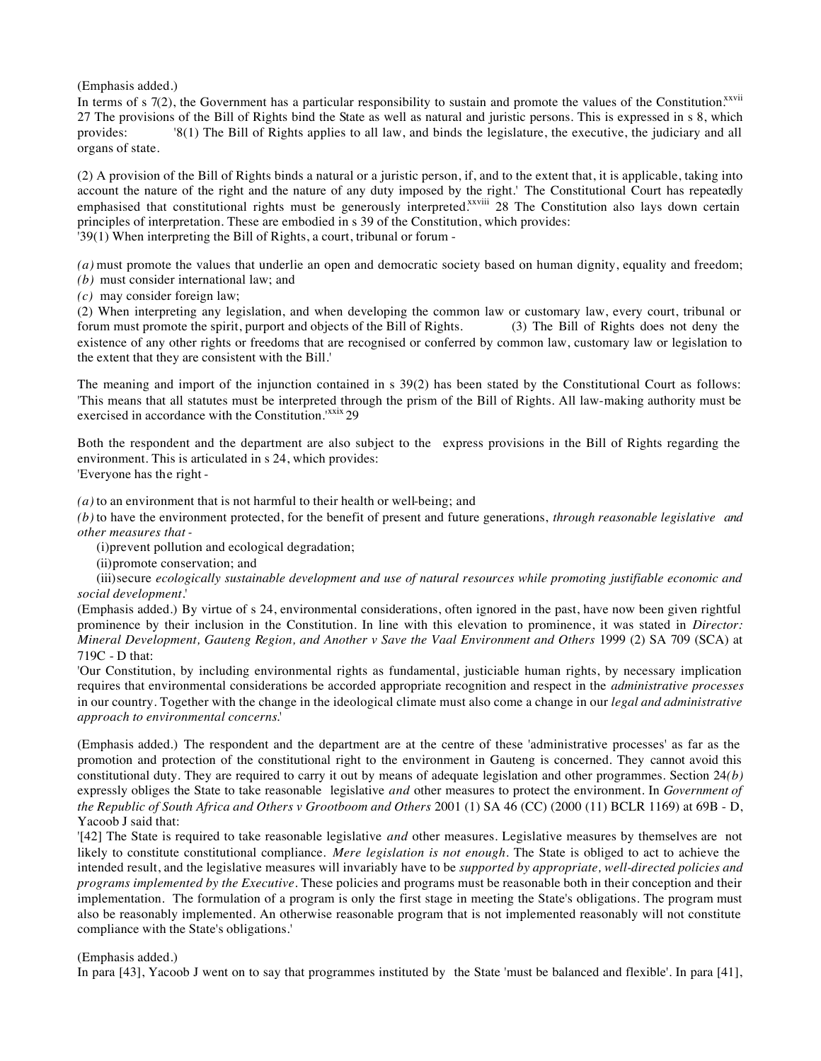(Emphasis added.)

In terms of s 7(2), the Government has a particular responsibility to sustain and promote the values of the Constitution.[xxvii] 27 The provisions of the Bill of Rights bind the State as well as natural and juristic persons. This is expressed in s 8, which provides: '8(1) The Bill of Rights applies to all law, and binds the legislature, the executive, the judiciary and all organs of state.

(2) A provision of the Bill of Rights binds a natural or a juristic person, if, and to the extent that, it is applicable, taking into account the nature of the right and the nature of any duty imposed by the right.' The Constitutional Court has repeatedly emphasised that constitutional rights must be generously interpreted.[xxviii] 28 The Constitution also lays down certain principles of interpretation. These are embodied in s 39 of the Constitution, which provides:

'39(1) When interpreting the Bill of Rights, a court, tribunal or forum -

*(a)* must promote the values that underlie an open and democratic society based on human dignity, equality and freedom;

*(b)* must consider international law; and

*(c)* may consider foreign law;

(2) When interpreting any legislation, and when developing the common law or customary law, every court, tribunal or forum must promote the spirit, purport and objects of the Bill of Rights. (3) The Bill of Rights does not deny the existence of any other rights or freedoms that are recognised or conferred by common law, customary law or legislation to the extent that they are consistent with the Bill.'

The meaning and import of the injunction contained in s 39(2) has been stated by the Constitutional Court as follows: 'This means that all statutes must be interpreted through the prism of the Bill of Rights. All law-making authority must be exercised in accordance with the Constitution.'[xxix] 29

Both the respondent and the department are also subject to the express provisions in the Bill of Rights regarding the environment. This is articulated in s 24, which provides:

'Everyone has the right -

*(a)* to an environment that is not harmful to their health or well-being; and

*(b)* to have the environment protected, for the benefit of present and future generations, *through reasonable legislative and other measures that -*

(i) prevent pollution and ecological degradation;

(ii) promote conservation; and

(iii) secure *ecologically sustainable development and use of natural resources while promoting justifiable economic and social development*.'

(Emphasis added.) By virtue of s 24, environmental considerations, often ignored in the past, have now been given rightful prominence by their inclusion in the Constitution. In line with this elevation to prominence, it was stated in *Director: Mineral Development, Gauteng Region, and Another v Save the Vaal Environment and Others* 1999 (2) SA 709 (SCA) at 719C - D that:

'Our Constitution, by including environmental rights as fundamental, justiciable human rights, by necessary implication requires that environmental considerations be accorded appropriate recognition and respect in the *administrative processes* in our country. Together with the change in the ideological climate must also come a change in our *legal and administrative approach to environmental concerns*.'

(Emphasis added.) The respondent and the department are at the centre of these 'administrative processes' as far as the promotion and protection of the constitutional right to the environment in Gauteng is concerned. They cannot avoid this constitutional duty. They are required to carry it out by means of adequate legislation and other programmes. Section 24*(b)* expressly obliges the State to take reasonable legislative *and* other measures to protect the environment. In *Government of the Republic of South Africa and Others v Grootboom and Others* 2001 (1) SA 46 (CC) (2000 (11) BCLR 1169) at 69B - D, Yacoob J said that:

'[42] The State is required to take reasonable legislative *and* other measures. Legislative measures by themselves are not likely to constitute constitutional compliance. *Mere legislation is not enough*. The State is obliged to act to achieve the intended result, and the legislative measures will invariably have to be *supported by appropriate, well-directed policies and programs implemented by the Executive*. These policies and programs must be reasonable both in their conception and their implementation. The formulation of a program is only the first stage in meeting the State's obligations. The program must also be reasonably implemented. An otherwise reasonable program that is not implemented reasonably will not constitute compliance with the State's obligations.'

(Emphasis added.)

In para [43], Yacoob J went on to say that programmes instituted by the State 'must be balanced and flexible'. In para [41],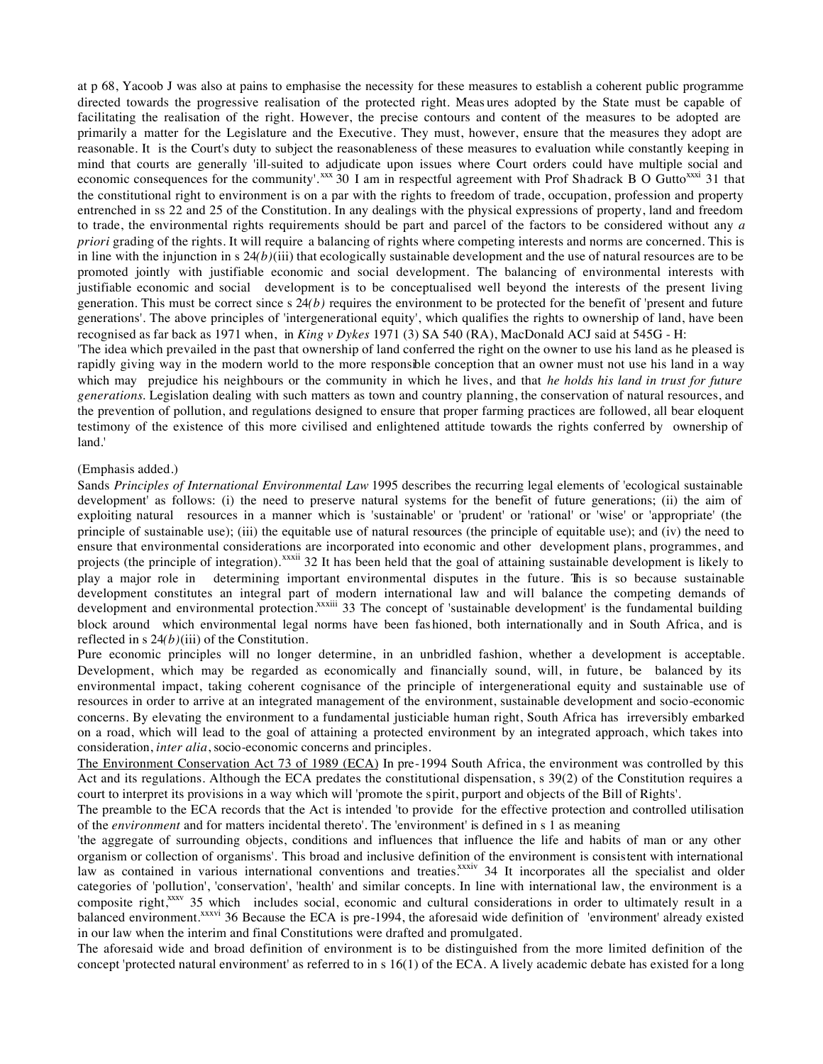at p 68, Yacoob J was also at pains to emphasise the necessity for these measures to establish a coherent public programme directed towards the progressive realisation of the protected right. Measures adopted by the State must be capable of facilitating the realisation of the right. However, the precise contours and content of the measures to be adopted are primarily a matter for the Legislature and the Executive. They must, however, ensure that the measures they adopt are reasonable. It is the Court's duty to subject the reasonableness of these measures to evaluation while constantly keeping in mind that courts are generally 'ill-suited to adjudicate upon issues where Court orders could have multiple social and economic consequences for the community'.[xxx] 30 I am in respectful agreement with Prof Shadrack B O Gutto[xxxi] 31 that the constitutional right to environment is on a par with the rights to freedom of trade, occupation, profession and property entrenched in ss 22 and 25 of the Constitution. In any dealings with the physical expressions of property, land and freedom to trade, the environmental rights requirements should be part and parcel of the factors to be considered without any *a priori* grading of the rights. It will require a balancing of rights where competing interests and norms are concerned. This is in line with the injunction in s 24*(b)*(iii) that ecologically sustainable development and the use of natural resources are to be promoted jointly with justifiable economic and social development. The balancing of environmental interests with justifiable economic and social development is to be conceptualised well beyond the interests of the present living generation. This must be correct since s 24*(b)* requires the environment to be protected for the benefit of 'present and future generations'. The above principles of 'intergenerational equity', which qualifies the rights to ownership of land, have been recognised as far back as 1971 when, in *King v Dykes* 1971 (3) SA 540 (RA), MacDonald ACJ said at 545G - H:

'The idea which prevailed in the past that ownership of land conferred the right on the owner to use his land as he pleased is rapidly giving way in the modern world to the more responsible conception that an owner must not use his land in a way which may prejudice his neighbours or the community in which he lives, and that *he holds his land in trust for future generations.* Legislation dealing with such matters as town and country planning, the conservation of natural resources, and the prevention of pollution, and regulations designed to ensure that proper farming practices are followed, all bear eloquent testimony of the existence of this more civilised and enlightened attitude towards the rights conferred by ownership of land.'

(Emphasis added.)

Sands *Principles of International Environmental Law* 1995 describes the recurring legal elements of 'ecological sustainable development' as follows: (i) the need to preserve natural systems for the benefit of future generations; (ii) the aim of exploiting natural resources in a manner which is 'sustainable' or 'prudent' or 'rational' or 'wise' or 'appropriate' (the principle of sustainable use); (iii) the equitable use of natural resources (the principle of equitable use); and (iv) the need to ensure that environmental considerations are incorporated into economic and other development plans, programmes, and projects (the principle of integration).[xxxii] 32 It has been held that the goal of attaining sustainable development is likely to play a major role in determining important environmental disputes in the future. This is so because sustainable development constitutes an integral part of modern international law and will balance the competing demands of development and environmental protection.[xxxiii] 33 The concept of 'sustainable development' is the fundamental building block around which environmental legal norms have been fashioned, both internationally and in South Africa, and is reflected in s 24*(b)*(iii) of the Constitution.

Pure economic principles will no longer determine, in an unbridled fashion, whether a development is acceptable. Development, which may be regarded as economically and financially sound, will, in future, be balanced by its environmental impact, taking coherent cognisance of the principle of intergenerational equity and sustainable use of resources in order to arrive at an integrated management of the environment, sustainable development and socio-economic concerns. By elevating the environment to a fundamental justiciable human right, South Africa has irreversibly embarked on a road, which will lead to the goal of attaining a protected environment by an integrated approach, which takes into consideration, *inter alia*, socio-economic concerns and principles.

<u>The Environment Conservation Act 73 of 1989 (ECA)</u> In pre-1994 South Africa, the environment was controlled by this Act and its regulations. Although the ECA predates the constitutional dispensation, s 39(2) of the Constitution requires a court to interpret its provisions in a way which will 'promote the spirit, purport and objects of the Bill of Rights'.

The preamble to the ECA records that the Act is intended 'to provide for the effective protection and controlled utilisation of the *environment* and for matters incidental thereto'. The 'environment' is defined in s 1 as meaning

'the aggregate of surrounding objects, conditions and influences that influence the life and habits of man or any other organism or collection of organisms'. This broad and inclusive definition of the environment is consistent with international law as contained in various international conventions and treaties.[xxxiv] 34 It incorporates all the specialist and older categories of 'pollution', 'conservation', 'health' and similar concepts. In line with international law, the environment is a composite right,[xxxv] 35 which includes social, economic and cultural considerations in order to ultimately result in a balanced environment.[xxxvi] 36 Because the ECA is pre-1994, the aforesaid wide definition of 'environment' already existed in our law when the interim and final Constitutions were drafted and promulgated.

The aforesaid wide and broad definition of environment is to be distinguished from the more limited definition of the concept 'protected natural environment' as referred to in s 16(1) of the ECA. A lively academic debate has existed for a long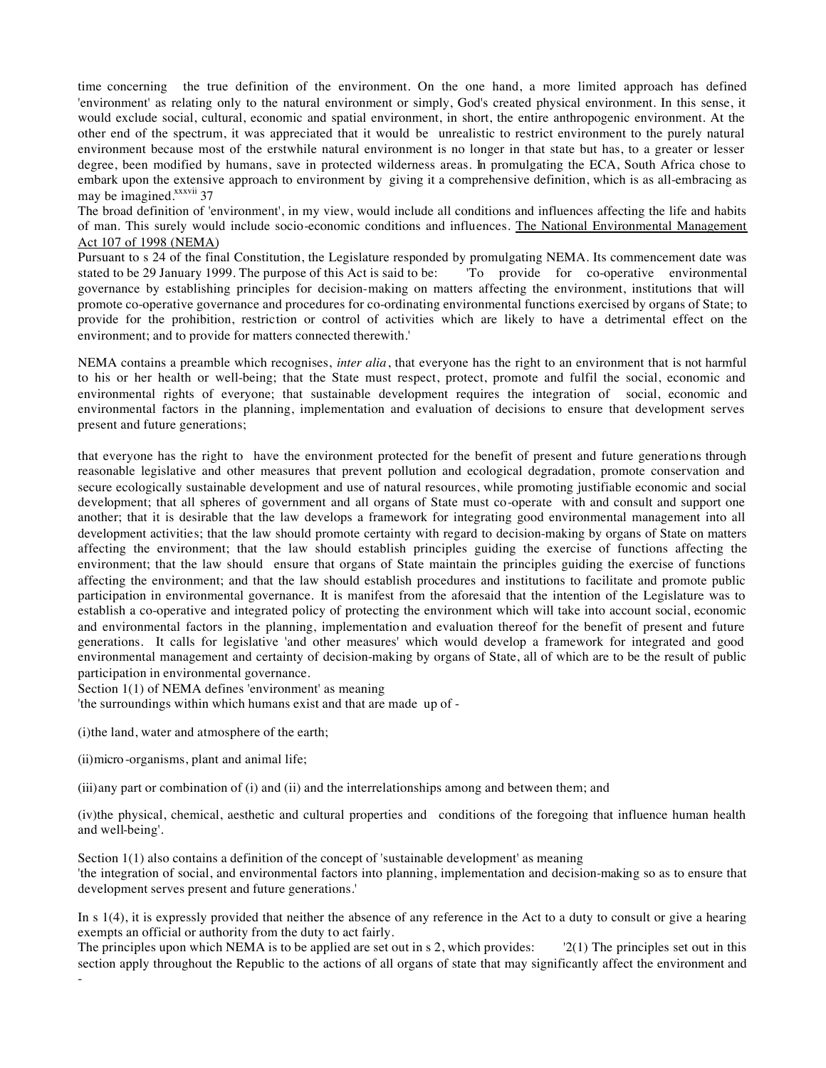time concerning the true definition of the environment. On the one hand, a more limited approach has defined 'environment' as relating only to the natural environment or simply, God's created physical environment. In this sense, it would exclude social, cultural, economic and spatial environment, in short, the entire anthropogenic environment. At the other end of the spectrum, it was appreciated that it would be unrealistic to restrict environment to the purely natural environment because most of the erstwhile natural environment is no longer in that state but has, to a greater or lesser degree, been modified by humans, save in protected wilderness areas. In promulgating the ECA, South Africa chose to embark upon the extensive approach to environment by giving it a comprehensive definition, which is as all-embracing as may be imagined.[xxxvii] 37

The broad definition of 'environment', in my view, would include all conditions and influences affecting the life and habits of man. This surely would include socio-economic conditions and influences. <u>The National Environmental Management Act 107 of 1998 (NEMA)</u>

Pursuant to s 24 of the final Constitution, the Legislature responded by promulgating NEMA. Its commencement date was stated to be 29 January 1999. The purpose of this Act is said to be: 'To provide for co-operative environmental governance by establishing principles for decision-making on matters affecting the environment, institutions that will promote co-operative governance and procedures for co-ordinating environmental functions exercised by organs of State; to provide for the prohibition, restriction or control of activities which are likely to have a detrimental effect on the environment; and to provide for matters connected therewith.'

NEMA contains a preamble which recognises, *inter alia*, that everyone has the right to an environment that is not harmful to his or her health or well-being; that the State must respect, protect, promote and fulfil the social, economic and environmental rights of everyone; that sustainable development requires the integration of social, economic and environmental factors in the planning, implementation and evaluation of decisions to ensure that development serves present and future generations;

that everyone has the right to have the environment protected for the benefit of present and future generations through reasonable legislative and other measures that prevent pollution and ecological degradation, promote conservation and secure ecologically sustainable development and use of natural resources, while promoting justifiable economic and social development; that all spheres of government and all organs of State must co-operate with and consult and support one another; that it is desirable that the law develops a framework for integrating good environmental management into all development activities; that the law should promote certainty with regard to decision-making by organs of State on matters affecting the environment; that the law should establish principles guiding the exercise of functions affecting the environment; that the law should ensure that organs of State maintain the principles guiding the exercise of functions affecting the environment; and that the law should establish procedures and institutions to facilitate and promote public participation in environmental governance. It is manifest from the aforesaid that the intention of the Legislature was to establish a co-operative and integrated policy of protecting the environment which will take into account social, economic and environmental factors in the planning, implementation and evaluation thereof for the benefit of present and future generations. It calls for legislative 'and other measures' which would develop a framework for integrated and good environmental management and certainty of decision-making by organs of State, all of which are to be the result of public participation in environmental governance.

Section 1(1) of NEMA defines 'environment' as meaning

'the surroundings within which humans exist and that are made up of -

(i)the land, water and atmosphere of the earth;

(ii)micro-organisms, plant and animal life;

(iii)any part or combination of (i) and (ii) and the interrelationships among and between them; and

(iv)the physical, chemical, aesthetic and cultural properties and conditions of the foregoing that influence human health and well-being'.

Section 1(1) also contains a definition of the concept of 'sustainable development' as meaning

'the integration of social, and environmental factors into planning, implementation and decision-making so as to ensure that development serves present and future generations.'

In s 1(4), it is expressly provided that neither the absence of any reference in the Act to a duty to consult or give a hearing exempts an official or authority from the duty to act fairly.

The principles upon which NEMA is to be applied are set out in s 2, which provides: '2(1) The principles set out in this section apply throughout the Republic to the actions of all organs of state that may significantly affect the environment and -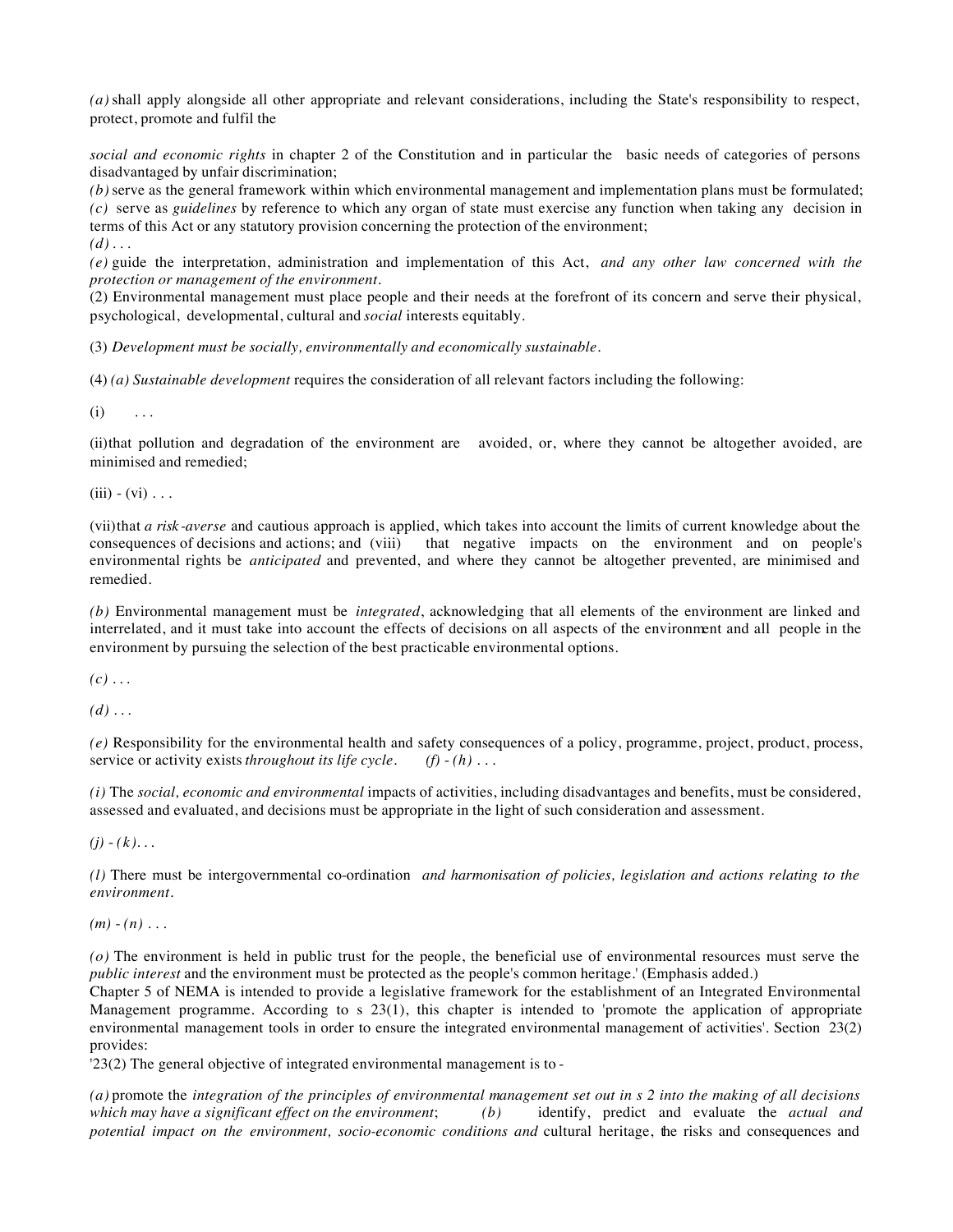*(a)* shall apply alongside all other appropriate and relevant considerations, including the State's responsibility to respect, protect, promote and fulfil the

*social and economic rights* in chapter 2 of the Constitution and in particular the basic needs of categories of persons disadvantaged by unfair discrimination;
*(b)* serve as the general framework within which environmental management and implementation plans must be formulated;
*(c)* serve as *guidelines* by reference to which any organ of state must exercise any function when taking any decision in terms of this Act or any statutory provision concerning the protection of the environment;
*(d)* . . .
*(e)* guide the interpretation, administration and implementation of this Act, *and any other law concerned with the protection or management of the environment.*
(2) Environmental management must place people and their needs at the forefront of its concern and serve their physical, psychological, developmental, cultural and *social* interests equitably.

(3) *Development must be socially, environmentally and economically sustainable.*

(4) *(a) Sustainable development* requires the consideration of all relevant factors including the following:

(i) . . .

(ii)that pollution and degradation of the environment are avoided, or, where they cannot be altogether avoided, are minimised and remedied;

(iii) - (vi) . . .

(vii)that *a risk-averse* and cautious approach is applied, which takes into account the limits of current knowledge about the consequences of decisions and actions; and (viii) that negative impacts on the environment and on people's environmental rights be *anticipated* and prevented, and where they cannot be altogether prevented, are minimised and remedied.

*(b)* Environmental management must be *integrated*, acknowledging that all elements of the environment are linked and interrelated, and it must take into account the effects of decisions on all aspects of the environment and all people in the environment by pursuing the selection of the best practicable environmental options.

*(c)* . . .

*(d)* . . .

*(e)* Responsibility for the environmental health and safety consequences of a policy, programme, project, product, process, service or activity exists *throughout its life cycle.* *(f) - (h)* . . .

*(i)* The *social, economic and environmental* impacts of activities, including disadvantages and benefits, must be considered, assessed and evaluated, and decisions must be appropriate in the light of such consideration and assessment.

*(j) - (k)*. . .

*(l)* There must be intergovernmental co-ordination *and harmonisation of policies, legislation and actions relating to the environment.*

*(m) - (n)* . . .

*(o)* The environment is held in public trust for the people, the beneficial use of environmental resources must serve the *public interest* and the environment must be protected as the people's common heritage.' (Emphasis added.)
Chapter 5 of NEMA is intended to provide a legislative framework for the establishment of an Integrated Environmental Management programme. According to s 23(1), this chapter is intended to 'promote the application of appropriate environmental management tools in order to ensure the integrated environmental management of activities'. Section 23(2) provides:
'23(2) The general objective of integrated environmental management is to -

*(a)* promote the *integration of the principles of environmental management set out in s 2 into the making of all decisions which may have a significant effect on the environment*; *(b)* identify, predict and evaluate the *actual and potential impact on the environment, socio-economic conditions and* cultural heritage, the risks and consequences and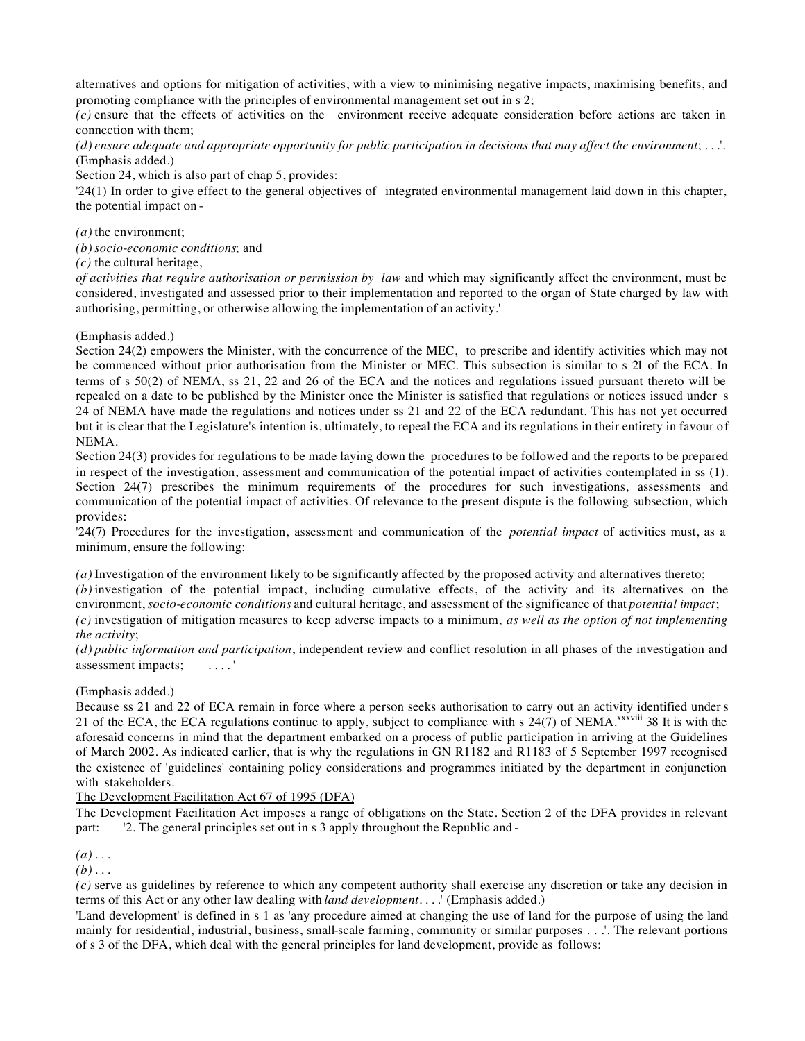alternatives and options for mitigation of activities, with a view to minimising negative impacts, maximising benefits, and promoting compliance with the principles of environmental management set out in s 2;

*(c)* ensure that the effects of activities on the environment receive adequate consideration before actions are taken in connection with them;

*(d) ensure adequate and appropriate opportunity for public participation in decisions that may affect the environment*; . . .'. (Emphasis added.)

Section 24, which is also part of chap 5, provides:

'24(1) In order to give effect to the general objectives of integrated environmental management laid down in this chapter, the potential impact on -

*(a)* the environment;

*(b) socio-economic conditions*; and

*(c)* the cultural heritage,

*of activities that require authorisation or permission by law* and which may significantly affect the environment, must be considered, investigated and assessed prior to their implementation and reported to the organ of State charged by law with authorising, permitting, or otherwise allowing the implementation of an activity.'

(Emphasis added.)

Section 24(2) empowers the Minister, with the concurrence of the MEC, to prescribe and identify activities which may not be commenced without prior authorisation from the Minister or MEC. This subsection is similar to s 21 of the ECA. In terms of s 50(2) of NEMA, ss 21, 22 and 26 of the ECA and the notices and regulations issued pursuant thereto will be repealed on a date to be published by the Minister once the Minister is satisfied that regulations or notices issued under s 24 of NEMA have made the regulations and notices under ss 21 and 22 of the ECA redundant. This has not yet occurred but it is clear that the Legislature's intention is, ultimately, to repeal the ECA and its regulations in their entirety in favour of NEMA.

Section 24(3) provides for regulations to be made laying down the procedures to be followed and the reports to be prepared in respect of the investigation, assessment and communication of the potential impact of activities contemplated in ss (1). Section 24(7) prescribes the minimum requirements of the procedures for such investigations, assessments and communication of the potential impact of activities. Of relevance to the present dispute is the following subsection, which provides:

'24(7) Procedures for the investigation, assessment and communication of the *potential impact* of activities must, as a minimum, ensure the following:

*(a)* Investigation of the environment likely to be significantly affected by the proposed activity and alternatives thereto;

*(b)* investigation of the potential impact, including cumulative effects, of the activity and its alternatives on the environment, *socio-economic conditions* and cultural heritage, and assessment of the significance of that *potential impact*;

*(c)* investigation of mitigation measures to keep adverse impacts to a minimum, *as well as the option of not implementing the activity*;

*(d) public information and participation*, independent review and conflict resolution in all phases of the investigation and assessment impacts; . . . .'

(Emphasis added.)

Because ss 21 and 22 of ECA remain in force where a person seeks authorisation to carry out an activity identified under s 21 of the ECA, the ECA regulations continue to apply, subject to compliance with s 24(7) of NEMA.[xxxviii] 38 It is with the aforesaid concerns in mind that the department embarked on a process of public participation in arriving at the Guidelines of March 2002. As indicated earlier, that is why the regulations in GN R1182 and R1183 of 5 September 1997 recognised the existence of 'guidelines' containing policy considerations and programmes initiated by the department in conjunction with stakeholders.

<u>The Development Facilitation Act 67 of 1995 (DFA)</u>

The Development Facilitation Act imposes a range of obligations on the State. Section 2 of the DFA provides in relevant part: '2. The general principles set out in s 3 apply throughout the Republic and -

*(a)* . . .

*(b)* . . .

*(c)* serve as guidelines by reference to which any competent authority shall exercise any discretion or take any decision in terms of this Act or any other law dealing with *land development*. . . .' (Emphasis added.)

'Land development' is defined in s 1 as 'any procedure aimed at changing the use of land for the purpose of using the land mainly for residential, industrial, business, small-scale farming, community or similar purposes . . .'. The relevant portions of s 3 of the DFA, which deal with the general principles for land development, provide as follows: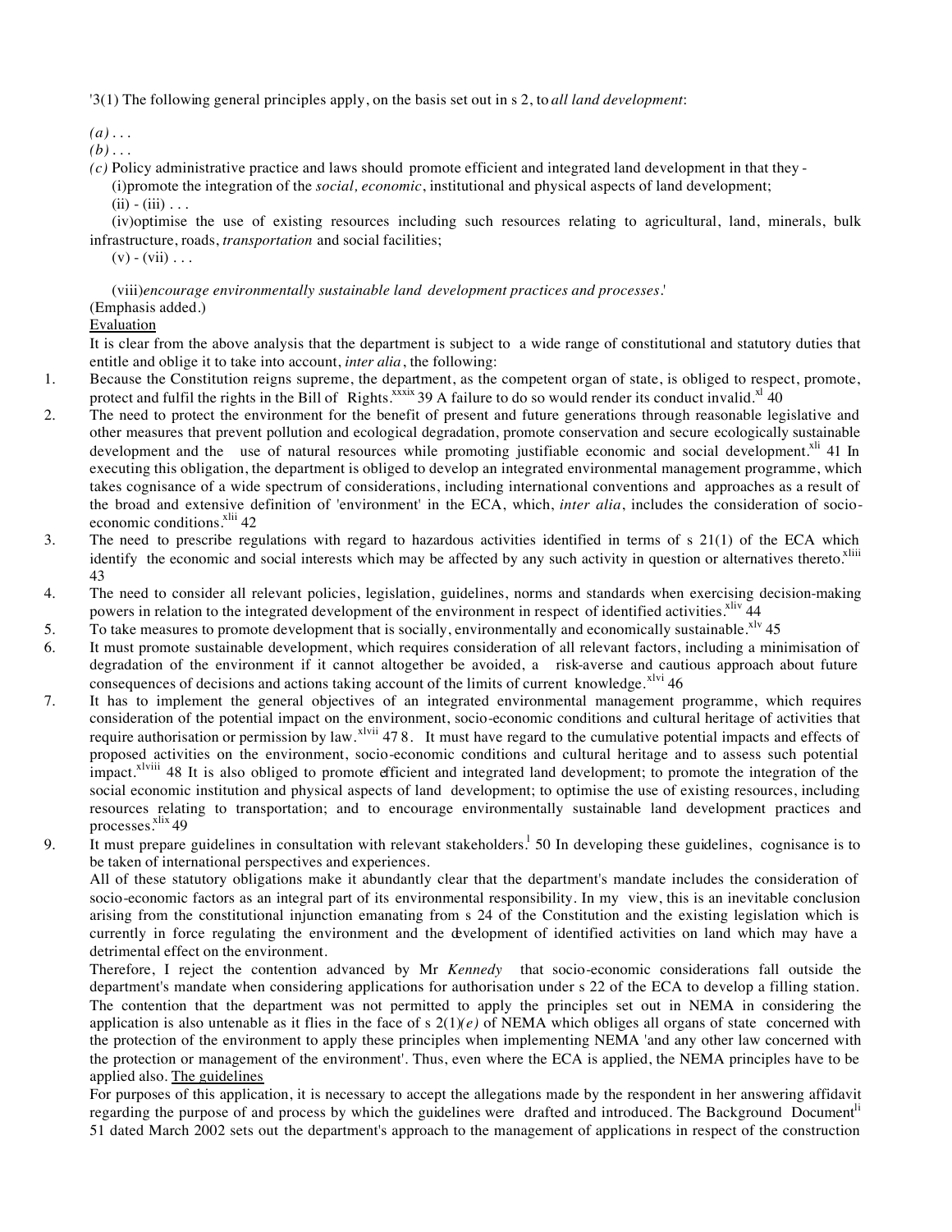'3(1) The following general principles apply, on the basis set out in s 2, to *all land development*:

*(a)* . . .

*(b)* . . .

*(c)* Policy administrative practice and laws should promote efficient and integrated land development in that they -

(i)promote the integration of the *social, economic*, institutional and physical aspects of land development;

(ii) - (iii) . . .

(iv)optimise the use of existing resources including such resources relating to agricultural, land, minerals, bulk infrastructure, roads, *transportation* and social facilities;

(v) - (vii) . . .

(viii)*encourage environmentally sustainable land development practices and processes*.'

(Emphasis added.)

Evaluation

It is clear from the above analysis that the department is subject to a wide range of constitutional and statutory duties that entitle and oblige it to take into account, *inter alia*, the following:

1. Because the Constitution reigns supreme, the department, as the competent organ of state, is obliged to respect, promote, protect and fulfil the rights in the Bill of Rights.[xxxix] 39 A failure to do so would render its conduct invalid.[xl] 40
2. The need to protect the environment for the benefit of present and future generations through reasonable legislative and other measures that prevent pollution and ecological degradation, promote conservation and secure ecologically sustainable development and the use of natural resources while promoting justifiable economic and social development.[xli] 41 In executing this obligation, the department is obliged to develop an integrated environmental management programme, which takes cognisance of a wide spectrum of considerations, including international conventions and approaches as a result of the broad and extensive definition of 'environment' in the ECA, which, *inter alia*, includes the consideration of socio-economic conditions.[xlii] 42
3. The need to prescribe regulations with regard to hazardous activities identified in terms of s 21(1) of the ECA which identify the economic and social interests which may be affected by any such activity in question or alternatives thereto.[xliii] 43
4. The need to consider all relevant policies, legislation, guidelines, norms and standards when exercising decision-making powers in relation to the integrated development of the environment in respect of identified activities.[xliv] 44
5. To take measures to promote development that is socially, environmentally and economically sustainable.[xlv] 45
6. It must promote sustainable development, which requires consideration of all relevant factors, including a minimisation of degradation of the environment if it cannot altogether be avoided, a risk-averse and cautious approach about future consequences of decisions and actions taking account of the limits of current knowledge.[xlvi] 46
7. It has to implement the general objectives of an integrated environmental management programme, which requires consideration of the potential impact on the environment, socio-economic conditions and cultural heritage of activities that require authorisation or permission by law.[xlvii] 47 8. It must have regard to the cumulative potential impacts and effects of proposed activities on the environment, socio-economic conditions and cultural heritage and to assess such potential impact.[xlviii] 48 It is also obliged to promote efficient and integrated land development; to promote the integration of the social economic institution and physical aspects of land development; to optimise the use of existing resources, including resources relating to transportation; and to encourage environmentally sustainable land development practices and processes.[xlix] 49
9. It must prepare guidelines in consultation with relevant stakeholders.[l] 50 In developing these guidelines, cognisance is to be taken of international perspectives and experiences.

All of these statutory obligations make it abundantly clear that the department's mandate includes the consideration of socio-economic factors as an integral part of its environmental responsibility. In my view, this is an inevitable conclusion arising from the constitutional injunction emanating from s 24 of the Constitution and the existing legislation which is currently in force regulating the environment and the development of identified activities on land which may have a detrimental effect on the environment.

Therefore, I reject the contention advanced by Mr *Kennedy* that socio-economic considerations fall outside the department's mandate when considering applications for authorisation under s 22 of the ECA to develop a filling station. The contention that the department was not permitted to apply the principles set out in NEMA in considering the application is also untenable as it flies in the face of s 2(1)*(e)* of NEMA which obliges all organs of state concerned with the protection of the environment to apply these principles when implementing NEMA 'and any other law concerned with the protection or management of the environment'. Thus, even where the ECA is applied, the NEMA principles have to be applied also. The guidelines

For purposes of this application, it is necessary to accept the allegations made by the respondent in her answering affidavit regarding the purpose of and process by which the guidelines were drafted and introduced. The Background Document[li] 51 dated March 2002 sets out the department's approach to the management of applications in respect of the construction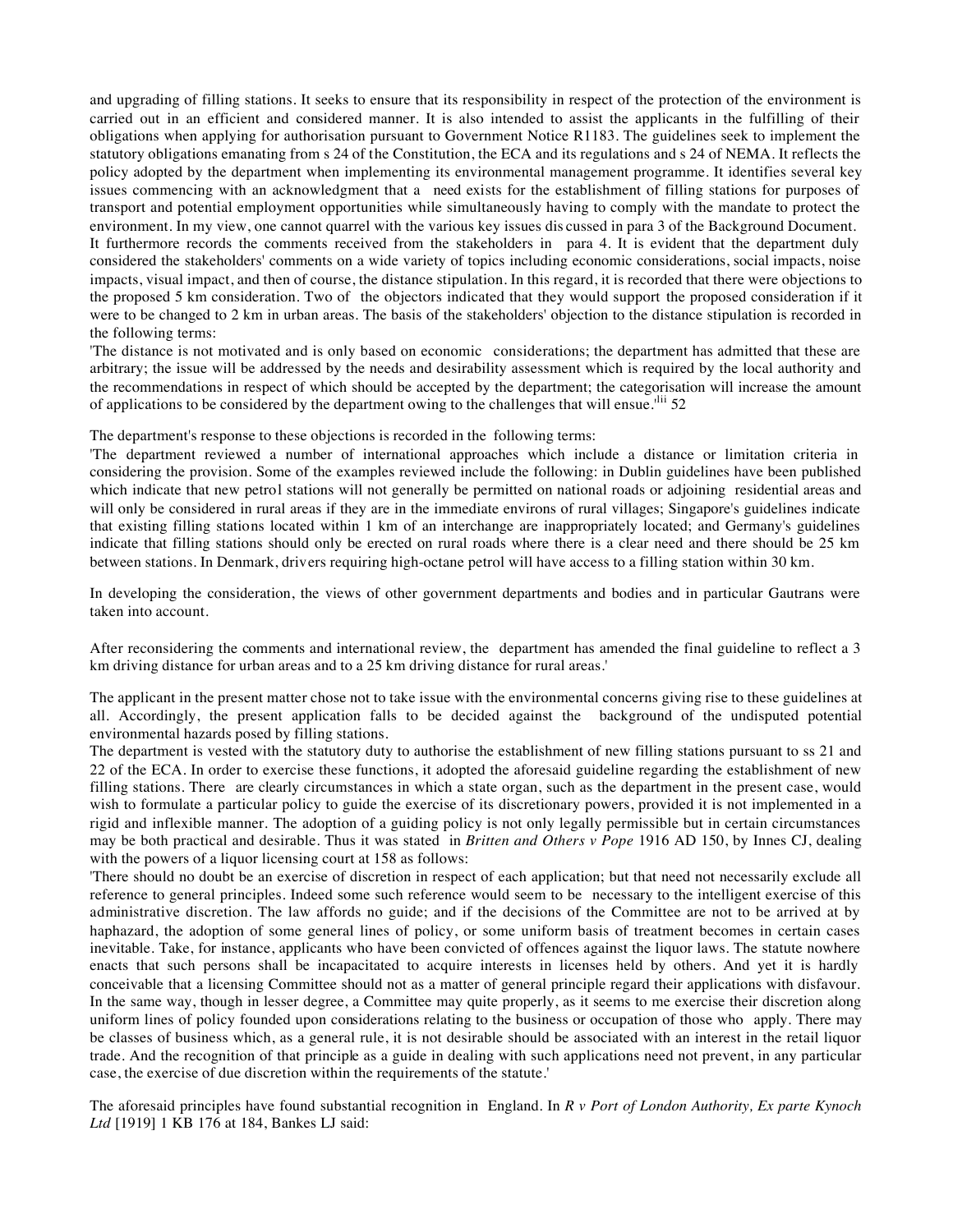and upgrading of filling stations. It seeks to ensure that its responsibility in respect of the protection of the environment is carried out in an efficient and considered manner. It is also intended to assist the applicants in the fulfilling of their obligations when applying for authorisation pursuant to Government Notice R1183. The guidelines seek to implement the statutory obligations emanating from s 24 of the Constitution, the ECA and its regulations and s 24 of NEMA. It reflects the policy adopted by the department when implementing its environmental management programme. It identifies several key issues commencing with an acknowledgment that a need exists for the establishment of filling stations for purposes of transport and potential employment opportunities while simultaneously having to comply with the mandate to protect the environment. In my view, one cannot quarrel with the various key issues discussed in para 3 of the Background Document. It furthermore records the comments received from the stakeholders in para 4. It is evident that the department duly considered the stakeholders' comments on a wide variety of topics including economic considerations, social impacts, noise impacts, visual impact, and then of course, the distance stipulation. In this regard, it is recorded that there were objections to the proposed 5 km consideration. Two of the objectors indicated that they would support the proposed consideration if it were to be changed to 2 km in urban areas. The basis of the stakeholders' objection to the distance stipulation is recorded in the following terms:

'The distance is not motivated and is only based on economic considerations; the department has admitted that these are arbitrary; the issue will be addressed by the needs and desirability assessment which is required by the local authority and the recommendations in respect of which should be accepted by the department; the categorisation will increase the amount of applications to be considered by the department owing to the challenges that will ensue.'[lii] 52

The department's response to these objections is recorded in the following terms:

'The department reviewed a number of international approaches which include a distance or limitation criteria in considering the provision. Some of the examples reviewed include the following: in Dublin guidelines have been published which indicate that new petrol stations will not generally be permitted on national roads or adjoining residential areas and will only be considered in rural areas if they are in the immediate environs of rural villages; Singapore's guidelines indicate that existing filling stations located within 1 km of an interchange are inappropriately located; and Germany's guidelines indicate that filling stations should only be erected on rural roads where there is a clear need and there should be 25 km between stations. In Denmark, drivers requiring high-octane petrol will have access to a filling station within 30 km.

In developing the consideration, the views of other government departments and bodies and in particular Gautrans were taken into account.

After reconsidering the comments and international review, the department has amended the final guideline to reflect a 3 km driving distance for urban areas and to a 25 km driving distance for rural areas.'

The applicant in the present matter chose not to take issue with the environmental concerns giving rise to these guidelines at all. Accordingly, the present application falls to be decided against the background of the undisputed potential environmental hazards posed by filling stations.

The department is vested with the statutory duty to authorise the establishment of new filling stations pursuant to ss 21 and 22 of the ECA. In order to exercise these functions, it adopted the aforesaid guideline regarding the establishment of new filling stations. There are clearly circumstances in which a state organ, such as the department in the present case, would wish to formulate a particular policy to guide the exercise of its discretionary powers, provided it is not implemented in a rigid and inflexible manner. The adoption of a guiding policy is not only legally permissible but in certain circumstances may be both practical and desirable. Thus it was stated in *Britten and Others v Pope* 1916 AD 150, by Innes CJ, dealing with the powers of a liquor licensing court at 158 as follows:

'There should no doubt be an exercise of discretion in respect of each application; but that need not necessarily exclude all reference to general principles. Indeed some such reference would seem to be necessary to the intelligent exercise of this administrative discretion. The law affords no guide; and if the decisions of the Committee are not to be arrived at by haphazard, the adoption of some general lines of policy, or some uniform basis of treatment becomes in certain cases inevitable. Take, for instance, applicants who have been convicted of offences against the liquor laws. The statute nowhere enacts that such persons shall be incapacitated to acquire interests in licenses held by others. And yet it is hardly conceivable that a licensing Committee should not as a matter of general principle regard their applications with disfavour. In the same way, though in lesser degree, a Committee may quite properly, as it seems to me exercise their discretion along uniform lines of policy founded upon considerations relating to the business or occupation of those who apply. There may be classes of business which, as a general rule, it is not desirable should be associated with an interest in the retail liquor trade. And the recognition of that principle as a guide in dealing with such applications need not prevent, in any particular case, the exercise of due discretion within the requirements of the statute.'

The aforesaid principles have found substantial recognition in England. In *R v Port of London Authority, Ex parte Kynoch Ltd* [1919] 1 KB 176 at 184, Bankes LJ said: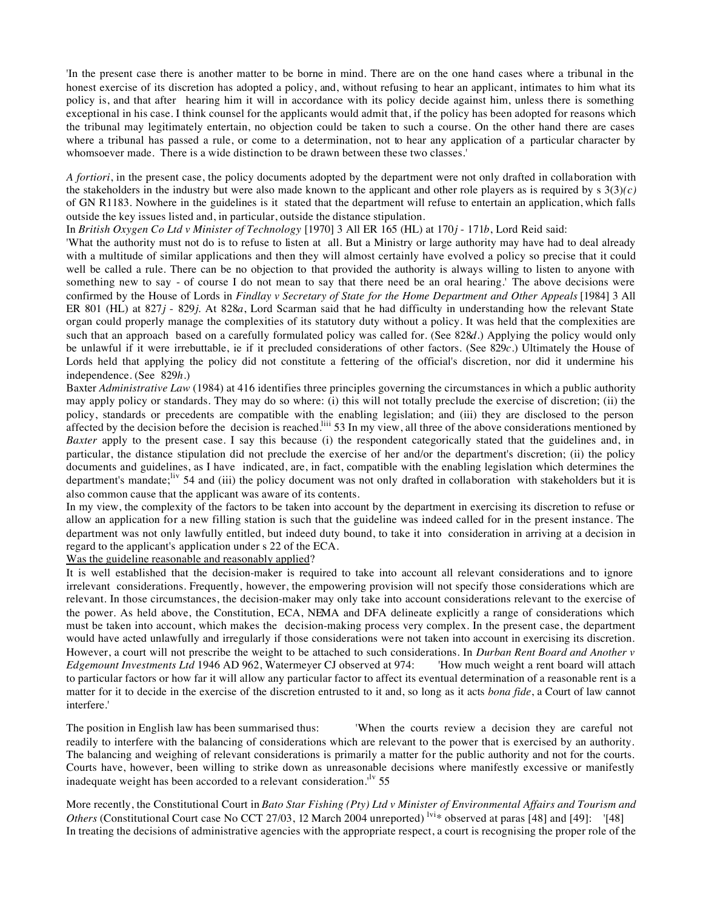'In the present case there is another matter to be borne in mind. There are on the one hand cases where a tribunal in the honest exercise of its discretion has adopted a policy, and, without refusing to hear an applicant, intimates to him what its policy is, and that after hearing him it will in accordance with its policy decide against him, unless there is something exceptional in his case. I think counsel for the applicants would admit that, if the policy has been adopted for reasons which the tribunal may legitimately entertain, no objection could be taken to such a course. On the other hand there are cases where a tribunal has passed a rule, or come to a determination, not to hear any application of a particular character by whomsoever made. There is a wide distinction to be drawn between these two classes.'

*A fortiori*, in the present case, the policy documents adopted by the department were not only drafted in collaboration with the stakeholders in the industry but were also made known to the applicant and other role players as is required by s 3(3)*(c)* of GN R1183. Nowhere in the guidelines is it stated that the department will refuse to entertain an application, which falls outside the key issues listed and, in particular, outside the distance stipulation.

In *British Oxygen Co Ltd v Minister of Technology* [1970] 3 All ER 165 (HL) at 170*j* - 171*b*, Lord Reid said:

'What the authority must not do is to refuse to listen at all. But a Ministry or large authority may have had to deal already with a multitude of similar applications and then they will almost certainly have evolved a policy so precise that it could well be called a rule. There can be no objection to that provided the authority is always willing to listen to anyone with something new to say - of course I do not mean to say that there need be an oral hearing.' The above decisions were confirmed by the House of Lords in *Findlay v Secretary of State for the Home Department and Other Appeals* [1984] 3 All ER 801 (HL) at 827*j* - 829*j*. At 828*a*, Lord Scarman said that he had difficulty in understanding how the relevant State organ could properly manage the complexities of its statutory duty without a policy. It was held that the complexities are such that an approach based on a carefully formulated policy was called for. (See 828*d*.) Applying the policy would only be unlawful if it were irrebuttable, ie if it precluded considerations of other factors. (See 829*c*.) Ultimately the House of Lords held that applying the policy did not constitute a fettering of the official's discretion, nor did it undermine his independence. (See 829*h*.)

Baxter *Administrative Law* (1984) at 416 identifies three principles governing the circumstances in which a public authority may apply policy or standards. They may do so where: (i) this will not totally preclude the exercise of discretion; (ii) the policy, standards or precedents are compatible with the enabling legislation; and (iii) they are disclosed to the person affected by the decision before the decision is reached.[liii] 53 In my view, all three of the above considerations mentioned by *Baxter* apply to the present case. I say this because (i) the respondent categorically stated that the guidelines and, in particular, the distance stipulation did not preclude the exercise of her and/or the department's discretion; (ii) the policy documents and guidelines, as I have indicated, are, in fact, compatible with the enabling legislation which determines the department's mandate;[liv] 54 and (iii) the policy document was not only drafted in collaboration with stakeholders but it is also common cause that the applicant was aware of its contents.

In my view, the complexity of the factors to be taken into account by the department in exercising its discretion to refuse or allow an application for a new filling station is such that the guideline was indeed called for in the present instance. The department was not only lawfully entitled, but indeed duty bound, to take it into consideration in arriving at a decision in regard to the applicant's application under s 22 of the ECA.

<u>Was the guideline reasonable and reasonably applied</u>?

It is well established that the decision-maker is required to take into account all relevant considerations and to ignore irrelevant considerations. Frequently, however, the empowering provision will not specify those considerations which are relevant. In those circumstances, the decision-maker may only take into account considerations relevant to the exercise of the power. As held above, the Constitution, ECA, NEMA and DFA delineate explicitly a range of considerations which must be taken into account, which makes the decision-making process very complex. In the present case, the department would have acted unlawfully and irregularly if those considerations were not taken into account in exercising its discretion. However, a court will not prescribe the weight to be attached to such considerations. In *Durban Rent Board and Another v Edgemount Investments Ltd* 1946 AD 962, Watermeyer CJ observed at 974: 'How much weight a rent board will attach to particular factors or how far it will allow any particular factor to affect its eventual determination of a reasonable rent is a matter for it to decide in the exercise of the discretion entrusted to it and, so long as it acts *bona fide*, a Court of law cannot interfere.'

The position in English law has been summarised thus: 'When the courts review a decision they are careful not readily to interfere with the balancing of considerations which are relevant to the power that is exercised by an authority. The balancing and weighing of relevant considerations is primarily a matter for the public authority and not for the courts. Courts have, however, been willing to strike down as unreasonable decisions where manifestly excessive or manifestly inadequate weight has been accorded to a relevant consideration.'[lv] 55

More recently, the Constitutional Court in *Bato Star Fishing (Pty) Ltd v Minister of Environmental Affairs and Tourism and Others* (Constitutional Court case No CCT 27/03, 12 March 2004 unreported) [lvi]* observed at paras [48] and [49]: '[48] In treating the decisions of administrative agencies with the appropriate respect, a court is recognising the proper role of the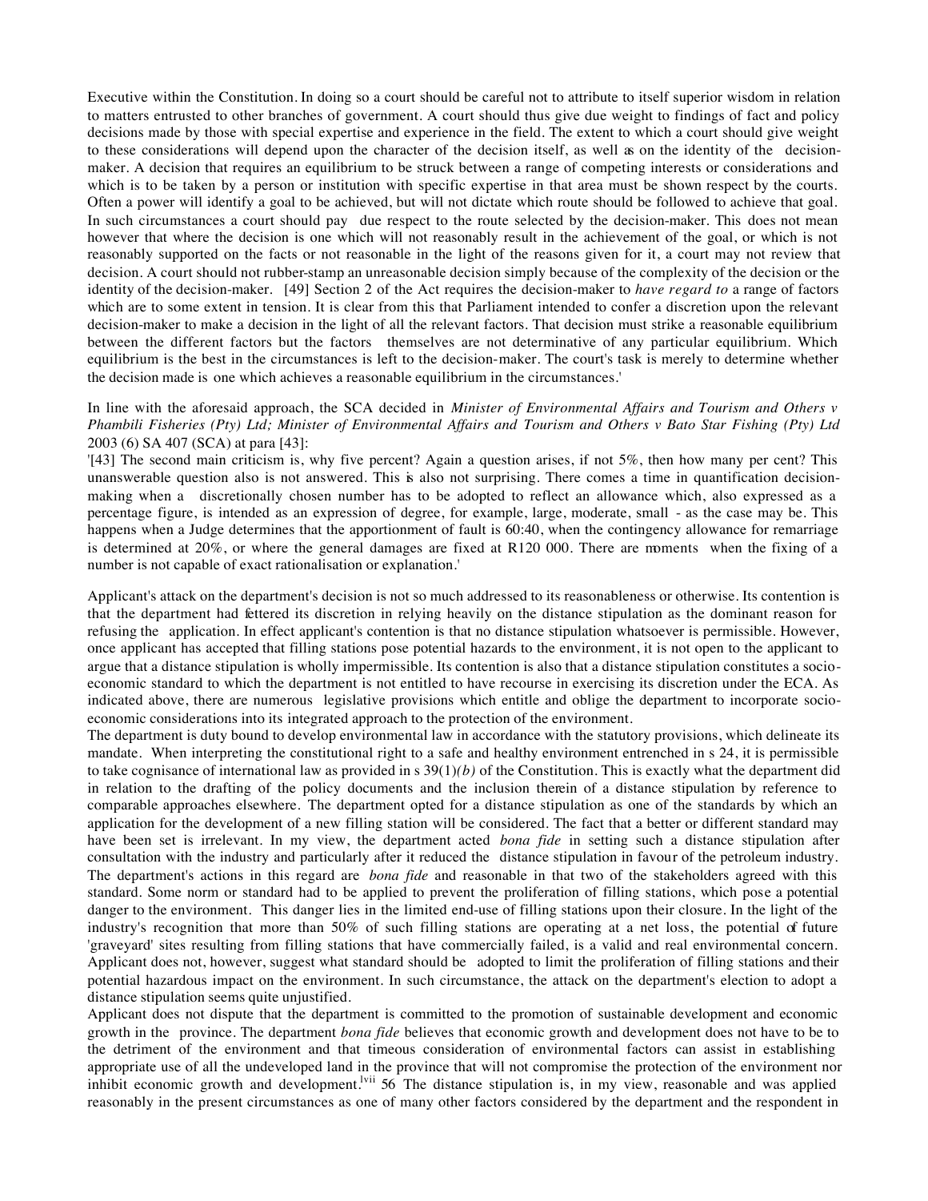Executive within the Constitution. In doing so a court should be careful not to attribute to itself superior wisdom in relation to matters entrusted to other branches of government. A court should thus give due weight to findings of fact and policy decisions made by those with special expertise and experience in the field. The extent to which a court should give weight to these considerations will depend upon the character of the decision itself, as well as on the identity of the decision-maker. A decision that requires an equilibrium to be struck between a range of competing interests or considerations and which is to be taken by a person or institution with specific expertise in that area must be shown respect by the courts. Often a power will identify a goal to be achieved, but will not dictate which route should be followed to achieve that goal. In such circumstances a court should pay due respect to the route selected by the decision-maker. This does not mean however that where the decision is one which will not reasonably result in the achievement of the goal, or which is not reasonably supported on the facts or not reasonable in the light of the reasons given for it, a court may not review that decision. A court should not rubber-stamp an unreasonable decision simply because of the complexity of the decision or the identity of the decision-maker. [49] Section 2 of the Act requires the decision-maker to *have regard to* a range of factors which are to some extent in tension. It is clear from this that Parliament intended to confer a discretion upon the relevant decision-maker to make a decision in the light of all the relevant factors. That decision must strike a reasonable equilibrium between the different factors but the factors themselves are not determinative of any particular equilibrium. Which equilibrium is the best in the circumstances is left to the decision-maker. The court's task is merely to determine whether the decision made is one which achieves a reasonable equilibrium in the circumstances.'

In line with the aforesaid approach, the SCA decided in *Minister of Environmental Affairs and Tourism and Others v Phambili Fisheries (Pty) Ltd; Minister of Environmental Affairs and Tourism and Others v Bato Star Fishing (Pty) Ltd* 2003 (6) SA 407 (SCA) at para [43]:

'[43] The second main criticism is, why five percent? Again a question arises, if not 5%, then how many per cent? This unanswerable question also is not answered. This is also not surprising. There comes a time in quantification decision-making when a discretionally chosen number has to be adopted to reflect an allowance which, also expressed as a percentage figure, is intended as an expression of degree, for example, large, moderate, small - as the case may be. This happens when a Judge determines that the apportionment of fault is 60:40, when the contingency allowance for remarriage is determined at 20%, or where the general damages are fixed at R120 000. There are moments when the fixing of a number is not capable of exact rationalisation or explanation.'

Applicant's attack on the department's decision is not so much addressed to its reasonableness or otherwise. Its contention is that the department had fettered its discretion in relying heavily on the distance stipulation as the dominant reason for refusing the application. In effect applicant's contention is that no distance stipulation whatsoever is permissible. However, once applicant has accepted that filling stations pose potential hazards to the environment, it is not open to the applicant to argue that a distance stipulation is wholly impermissible. Its contention is also that a distance stipulation constitutes a socio-economic standard to which the department is not entitled to have recourse in exercising its discretion under the ECA. As indicated above, there are numerous legislative provisions which entitle and oblige the department to incorporate socio-economic considerations into its integrated approach to the protection of the environment.

The department is duty bound to develop environmental law in accordance with the statutory provisions, which delineate its mandate. When interpreting the constitutional right to a safe and healthy environment entrenched in s 24, it is permissible to take cognisance of international law as provided in s 39(1)*(b)* of the Constitution. This is exactly what the department did in relation to the drafting of the policy documents and the inclusion therein of a distance stipulation by reference to comparable approaches elsewhere. The department opted for a distance stipulation as one of the standards by which an application for the development of a new filling station will be considered. The fact that a better or different standard may have been set is irrelevant. In my view, the department acted *bona fide* in setting such a distance stipulation after consultation with the industry and particularly after it reduced the distance stipulation in favour of the petroleum industry. The department's actions in this regard are *bona fide* and reasonable in that two of the stakeholders agreed with this standard. Some norm or standard had to be applied to prevent the proliferation of filling stations, which pose a potential danger to the environment. This danger lies in the limited end-use of filling stations upon their closure. In the light of the industry's recognition that more than 50% of such filling stations are operating at a net loss, the potential of future 'graveyard' sites resulting from filling stations that have commercially failed, is a valid and real environmental concern. Applicant does not, however, suggest what standard should be adopted to limit the proliferation of filling stations and their potential hazardous impact on the environment. In such circumstance, the attack on the department's election to adopt a distance stipulation seems quite unjustified.

Applicant does not dispute that the department is committed to the promotion of sustainable development and economic growth in the province. The department *bona fide* believes that economic growth and development does not have to be to the detriment of the environment and that timeous consideration of environmental factors can assist in establishing appropriate use of all the undeveloped land in the province that will not compromise the protection of the environment nor inhibit economic growth and development.[lvii] 56 The distance stipulation is, in my view, reasonable and was applied reasonably in the present circumstances as one of many other factors considered by the department and the respondent in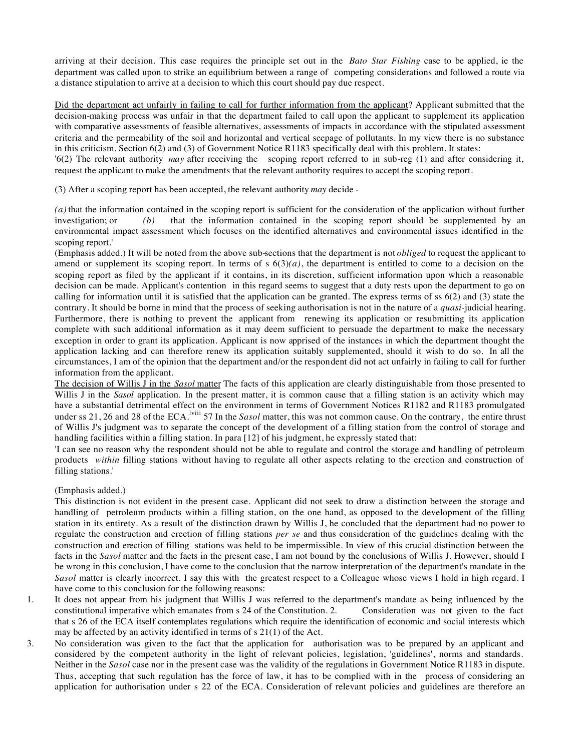arriving at their decision. This case requires the principle set out in the *Bato Star Fishing* case to be applied, ie the department was called upon to strike an equilibrium between a range of competing considerations and followed a route via a distance stipulation to arrive at a decision to which this court should pay due respect.

Did the department act unfairly in failing to call for further information from the applicant? Applicant submitted that the decision-making process was unfair in that the department failed to call upon the applicant to supplement its application with comparative assessments of feasible alternatives, assessments of impacts in accordance with the stipulated assessment criteria and the permeability of the soil and horizontal and vertical seepage of pollutants. In my view there is no substance in this criticism. Section 6(2) and (3) of Government Notice R1183 specifically deal with this problem. It states:

'6(2) The relevant authority *may* after receiving the scoping report referred to in sub-reg (1) and after considering it, request the applicant to make the amendments that the relevant authority requires to accept the scoping report.

(3) After a scoping report has been accepted, the relevant authority *may* decide -

*(a)* that the information contained in the scoping report is sufficient for the consideration of the application without further investigation; or *(b)* that the information contained in the scoping report should be supplemented by an environmental impact assessment which focuses on the identified alternatives and environmental issues identified in the scoping report.'

(Emphasis added.) It will be noted from the above sub-sections that the department is not *obliged* to request the applicant to amend or supplement its scoping report. In terms of s 6(3)*(a)*, the department is entitled to come to a decision on the scoping report as filed by the applicant if it contains, in its discretion, sufficient information upon which a reasonable decision can be made. Applicant's contention in this regard seems to suggest that a duty rests upon the department to go on calling for information until it is satisfied that the application can be granted. The express terms of ss 6(2) and (3) state the contrary. It should be borne in mind that the process of seeking authorisation is not in the nature of a *quasi*-judicial hearing. Furthermore, there is nothing to prevent the applicant from renewing its application or resubmitting its application complete with such additional information as it may deem sufficient to persuade the department to make the necessary exception in order to grant its application. Applicant is now apprised of the instances in which the department thought the application lacking and can therefore renew its application suitably supplemented, should it wish to do so. In all the circumstances, I am of the opinion that the department and/or the respondent did not act unfairly in failing to call for further information from the applicant.

The decision of Willis J in the *Sasol* matter The facts of this application are clearly distinguishable from those presented to Willis J in the *Sasol* application. In the present matter, it is common cause that a filling station is an activity which may have a substantial detrimental effect on the environment in terms of Government Notices R1182 and R1183 promulgated under ss 21, 26 and 28 of the ECA.[lviii] 57 In the *Sasol* matter, this was not common cause. On the contrary, the entire thrust of Willis J's judgment was to separate the concept of the development of a filling station from the control of storage and handling facilities within a filling station. In para [12] of his judgment, he expressly stated that:

'I can see no reason why the respondent should not be able to regulate and control the storage and handling of petroleum products *within* filling stations without having to regulate all other aspects relating to the erection and construction of filling stations.'

(Emphasis added.)

This distinction is not evident in the present case. Applicant did not seek to draw a distinction between the storage and handling of petroleum products within a filling station, on the one hand, as opposed to the development of the filling station in its entirety. As a result of the distinction drawn by Willis J, he concluded that the department had no power to regulate the construction and erection of filling stations *per se* and thus consideration of the guidelines dealing with the construction and erection of filling stations was held to be impermissible. In view of this crucial distinction between the facts in the *Sasol* matter and the facts in the present case, I am not bound by the conclusions of Willis J. However, should I be wrong in this conclusion, I have come to the conclusion that the narrow interpretation of the department's mandate in the *Sasol* matter is clearly incorrect. I say this with the greatest respect to a Colleague whose views I hold in high regard. I have come to this conclusion for the following reasons:

1. It does not appear from his judgment that Willis J was referred to the department's mandate as being influenced by the constitutional imperative which emanates from s 24 of the Constitution. 2. Consideration was not given to the fact that s 26 of the ECA itself contemplates regulations which require the identification of economic and social interests which may be affected by an activity identified in terms of s 21(1) of the Act.
3. No consideration was given to the fact that the application for authorisation was to be prepared by an applicant and considered by the competent authority in the light of relevant policies, legislation, 'guidelines', norms and standards. Neither in the *Sasol* case nor in the present case was the validity of the regulations in Government Notice R1183 in dispute. Thus, accepting that such regulation has the force of law, it has to be complied with in the process of considering an application for authorisation under s 22 of the ECA. Consideration of relevant policies and guidelines are therefore an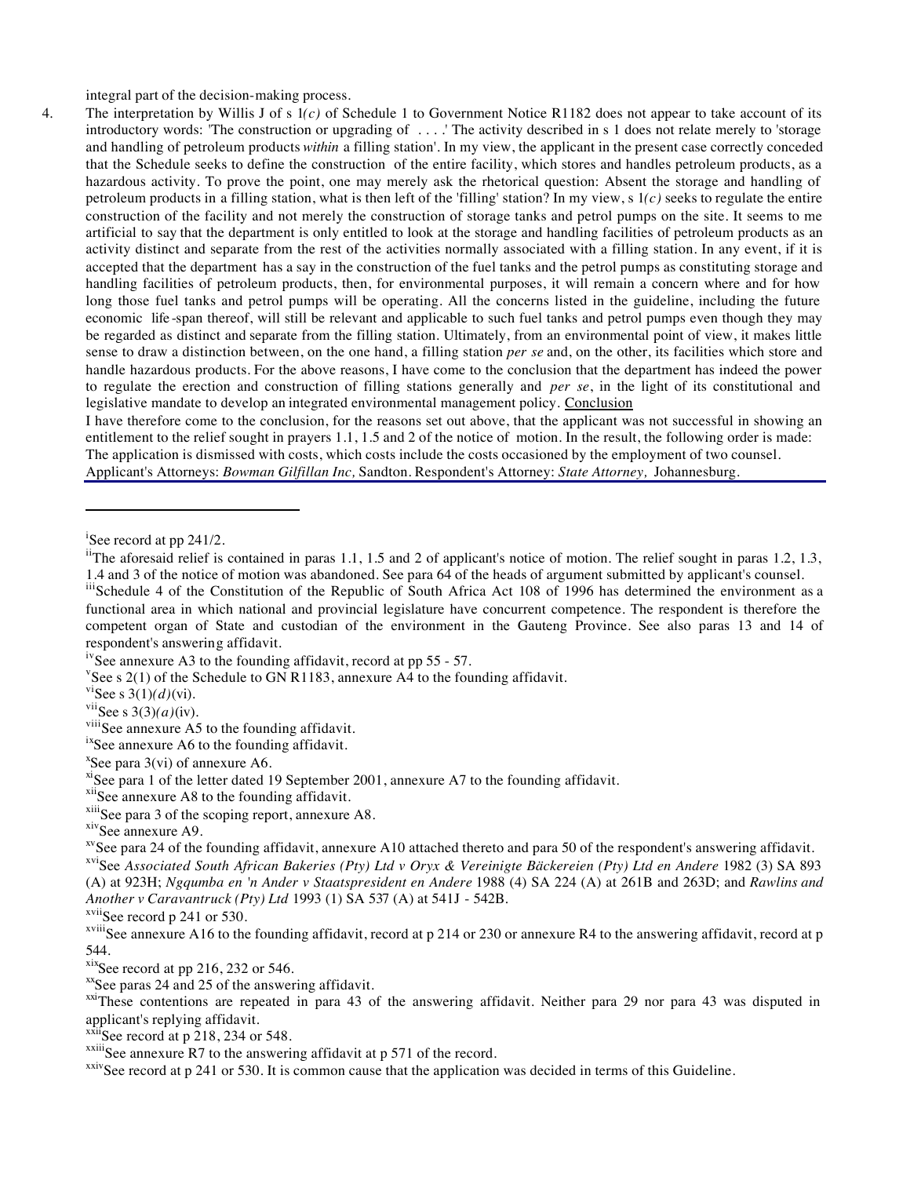integral part of the decision-making process.

4. The interpretation by Willis J of s 1*(c)* of Schedule 1 to Government Notice R1182 does not appear to take account of its introductory words: 'The construction or upgrading of . . . .' The activity described in s 1 does not relate merely to 'storage and handling of petroleum products *within* a filling station'. In my view, the applicant in the present case correctly conceded that the Schedule seeks to define the construction of the entire facility, which stores and handles petroleum products, as a hazardous activity. To prove the point, one may merely ask the rhetorical question: Absent the storage and handling of petroleum products in a filling station, what is then left of the 'filling' station? In my view, s 1*(c)* seeks to regulate the entire construction of the facility and not merely the construction of storage tanks and petrol pumps on the site. It seems to me artificial to say that the department is only entitled to look at the storage and handling facilities of petroleum products as an activity distinct and separate from the rest of the activities normally associated with a filling station. In any event, if it is accepted that the department has a say in the construction of the fuel tanks and the petrol pumps as constituting storage and handling facilities of petroleum products, then, for environmental purposes, it will remain a concern where and for how long those fuel tanks and petrol pumps will be operating. All the concerns listed in the guideline, including the future economic life-span thereof, will still be relevant and applicable to such fuel tanks and petrol pumps even though they may be regarded as distinct and separate from the filling station. Ultimately, from an environmental point of view, it makes little sense to draw a distinction between, on the one hand, a filling station *per se* and, on the other, its facilities which store and handle hazardous products. For the above reasons, I have come to the conclusion that the department has indeed the power to regulate the erection and construction of filling stations generally and *per se*, in the light of its constitutional and legislative mandate to develop an integrated environmental management policy. Conclusion

I have therefore come to the conclusion, for the reasons set out above, that the applicant was not successful in showing an entitlement to the relief sought in prayers 1.1, 1.5 and 2 of the notice of motion. In the result, the following order is made: The application is dismissed with costs, which costs include the costs occasioned by the employment of two counsel.

Applicant's Attorneys: *Bowman Gilfillan Inc,* Sandton. Respondent's Attorney: *State Attorney,* Johannesburg.

---

[i] See record at pp 241/2.

[ii] The aforesaid relief is contained in paras 1.1, 1.5 and 2 of applicant's notice of motion. The relief sought in paras 1.2, 1.3, 1.4 and 3 of the notice of motion was abandoned. See para 64 of the heads of argument submitted by applicant's counsel.

[iii] Schedule 4 of the Constitution of the Republic of South Africa Act 108 of 1996 has determined the environment as a functional area in which national and provincial legislature have concurrent competence. The respondent is therefore the competent organ of State and custodian of the environment in the Gauteng Province. See also paras 13 and 14 of respondent's answering affidavit.

[iv] See annexure A3 to the founding affidavit, record at pp 55 - 57.

[v] See s 2(1) of the Schedule to GN R1183, annexure A4 to the founding affidavit.

[vi] See s 3(1)*(d)*(vi).

[vii] See s 3(3)*(a)*(iv).

[viii] See annexure A5 to the founding affidavit.

[ix] See annexure A6 to the founding affidavit.

[x] See para 3(vi) of annexure A6.

[xi] See para 1 of the letter dated 19 September 2001, annexure A7 to the founding affidavit.

[xii] See annexure A8 to the founding affidavit.

[xiii] See para 3 of the scoping report, annexure A8.

[xiv] See annexure A9.

[xv] See para 24 of the founding affidavit, annexure A10 attached thereto and para 50 of the respondent's answering affidavit.

[xvi] See *Associated South African Bakeries (Pty) Ltd v Oryx & Vereinigte Bäckereien (Pty) Ltd en Andere* 1982 (3) SA 893 (A) at 923H; *Ngqumba en 'n Ander v Staatspresident en Andere* 1988 (4) SA 224 (A) at 261B and 263D; and *Rawlins and Another v Caravantruck (Pty) Ltd* 1993 (1) SA 537 (A) at 541J - 542B.

[xvii] See record p 241 or 530.

[xviii] See annexure A16 to the founding affidavit, record at p 214 or 230 or annexure R4 to the answering affidavit, record at p 544.

[xix] See record at pp 216, 232 or 546.

[xx] See paras 24 and 25 of the answering affidavit.

[xxi] These contentions are repeated in para 43 of the answering affidavit. Neither para 29 nor para 43 was disputed in applicant's replying affidavit.

[xxii] See record at p 218, 234 or 548.

[xxiii] See annexure R7 to the answering affidavit at p 571 of the record.

[xxiv] See record at p 241 or 530. It is common cause that the application was decided in terms of this Guideline.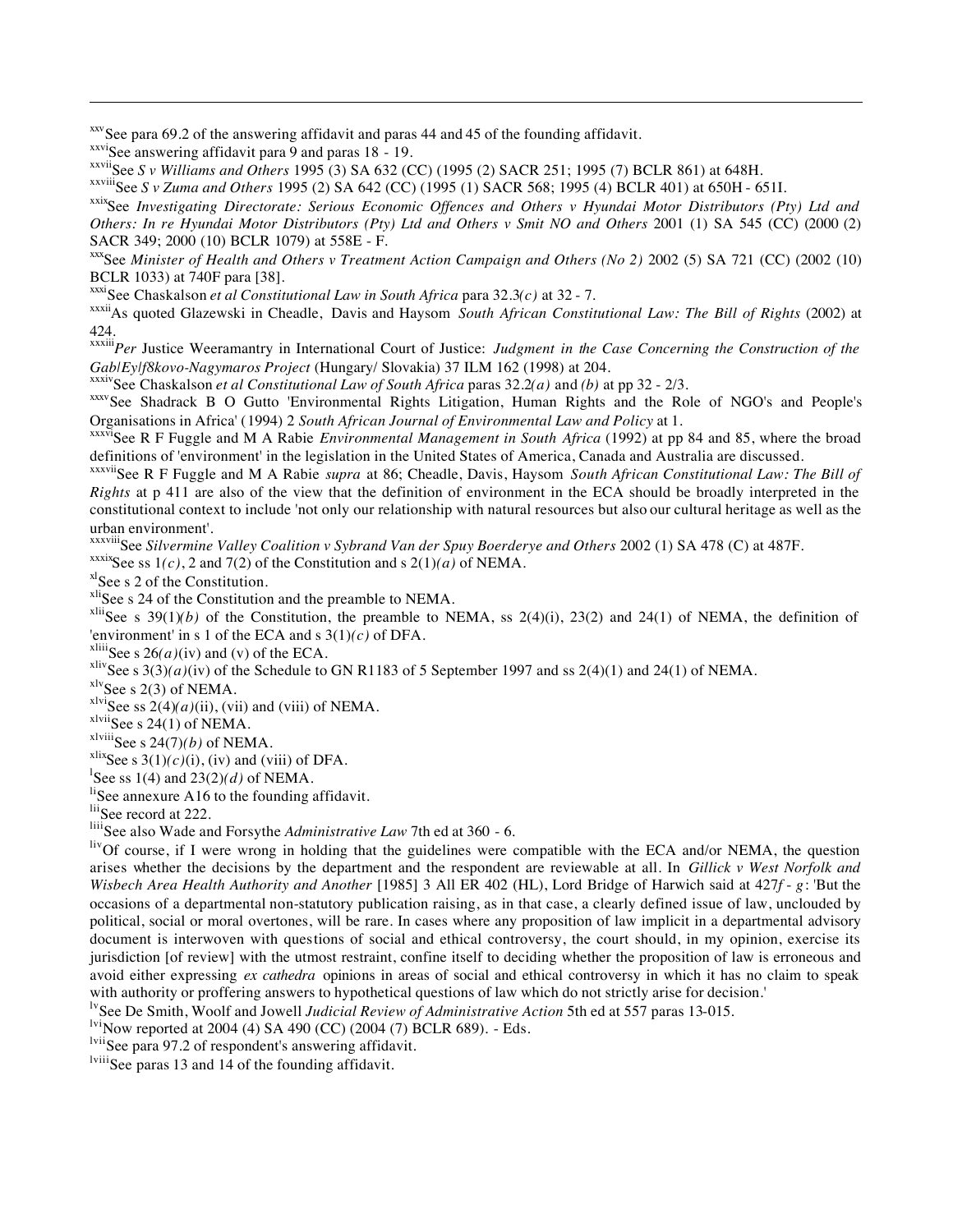[xxv]See para 69.2 of the answering affidavit and paras 44 and 45 of the founding affidavit.

[xxvi]See answering affidavit para 9 and paras 18 - 19.

[xxvii]See *S v Williams and Others* 1995 (3) SA 632 (CC) (1995 (2) SACR 251; 1995 (7) BCLR 861) at 648H.

[xxviii]See *S v Zuma and Others* 1995 (2) SA 642 (CC) (1995 (1) SACR 568; 1995 (4) BCLR 401) at 650H - 651I.

[xxix]See *Investigating Directorate: Serious Economic Offences and Others v Hyundai Motor Distributors (Pty) Ltd and Others: In re Hyundai Motor Distributors (Pty) Ltd and Others v Smit NO and Others* 2001 (1) SA 545 (CC) (2000 (2) SACR 349; 2000 (10) BCLR 1079) at 558E - F.

[xxx]See *Minister of Health and Others v Treatment Action Campaign and Others (No 2)* 2002 (5) SA 721 (CC) (2002 (10) BCLR 1033) at 740F para [38].

[xxxi]See Chaskalson *et al Constitutional Law in South Africa* para 32.3*(c)* at 32 - 7.

[xxxii]As quoted Glazewski in Cheadle, Davis and Haysom *South African Constitutional Law: The Bill of Rights* (2002) at 424.

[xxxiii]*Per* Justice Weeramantry in International Court of Justice: *Judgment in the Case Concerning the Construction of the Gab|Ey|f8kovo-Nagymaros Project* (Hungary/ Slovakia) 37 ILM 162 (1998) at 204.

[xxxiv]See Chaskalson *et al Constitutional Law of South Africa* paras 32.2*(a)* and *(b)* at pp 32 - 2/3.

[xxxv]See Shadrack B O Gutto 'Environmental Rights Litigation, Human Rights and the Role of NGO's and People's Organisations in Africa' (1994) 2 *South African Journal of Environmental Law and Policy* at 1.

[xxxvi]See R F Fuggle and M A Rabie *Environmental Management in South Africa* (1992) at pp 84 and 85, where the broad definitions of 'environment' in the legislation in the United States of America, Canada and Australia are discussed.

[xxxvii]See R F Fuggle and M A Rabie *supra* at 86; Cheadle, Davis, Haysom *South African Constitutional Law: The Bill of Rights* at p 411 are also of the view that the definition of environment in the ECA should be broadly interpreted in the constitutional context to include 'not only our relationship with natural resources but also our cultural heritage as well as the urban environment'.

[xxxviii]See *Silvermine Valley Coalition v Sybrand Van der Spuy Boerderye and Others* 2002 (1) SA 478 (C) at 487F.

[xxxix]See ss 1*(c)*, 2 and 7(2) of the Constitution and s 2(1)*(a)* of NEMA.

[xl]See s 2 of the Constitution.

[xli]See s 24 of the Constitution and the preamble to NEMA.

[xlii]See s 39(1)*(b)* of the Constitution, the preamble to NEMA, ss 2(4)(i), 23(2) and 24(1) of NEMA, the definition of 'environment' in s 1 of the ECA and s 3(1)*(c)* of DFA.

[xliii]See s 26*(a)*(iv) and (v) of the ECA.

[xliv]See s 3(3)*(a)*(iv) of the Schedule to GN R1183 of 5 September 1997 and ss 2(4)(1) and 24(1) of NEMA.

[xlv]See s 2(3) of NEMA.

[xlvi]See ss 2(4)*(a)*(ii), (vii) and (viii) of NEMA.

[xlvii]See s 24(1) of NEMA.

[xlviii]See s 24(7)*(b)* of NEMA.

[xlix]See s 3(1)*(c)*(i), (iv) and (viii) of DFA.

[l]See ss 1(4) and 23(2)*(d)* of NEMA.

[li]See annexure A16 to the founding affidavit.

[lii]See record at 222.

[liii]See also Wade and Forsythe *Administrative Law* 7th ed at 360 - 6.

[liv]Of course, if I were wrong in holding that the guidelines were compatible with the ECA and/or NEMA, the question arises whether the decisions by the department and the respondent are reviewable at all. In *Gillick v West Norfolk and Wisbech Area Health Authority and Another* [1985] 3 All ER 402 (HL), Lord Bridge of Harwich said at 427*f* - *g*: 'But the occasions of a departmental non-statutory publication raising, as in that case, a clearly defined issue of law, unclouded by political, social or moral overtones, will be rare. In cases where any proposition of law implicit in a departmental advisory document is interwoven with questions of social and ethical controversy, the court should, in my opinion, exercise its jurisdiction [of review] with the utmost restraint, confine itself to deciding whether the proposition of law is erroneous and avoid either expressing *ex cathedra* opinions in areas of social and ethical controversy in which it has no claim to speak with authority or proffering answers to hypothetical questions of law which do not strictly arise for decision.'

[lv]See De Smith, Woolf and Jowell *Judicial Review of Administrative Action* 5th ed at 557 paras 13-015.

[lvi]Now reported at 2004 (4) SA 490 (CC) (2004 (7) BCLR 689). - Eds.

[lvii]See para 97.2 of respondent's answering affidavit.

[lviii]See paras 13 and 14 of the founding affidavit.